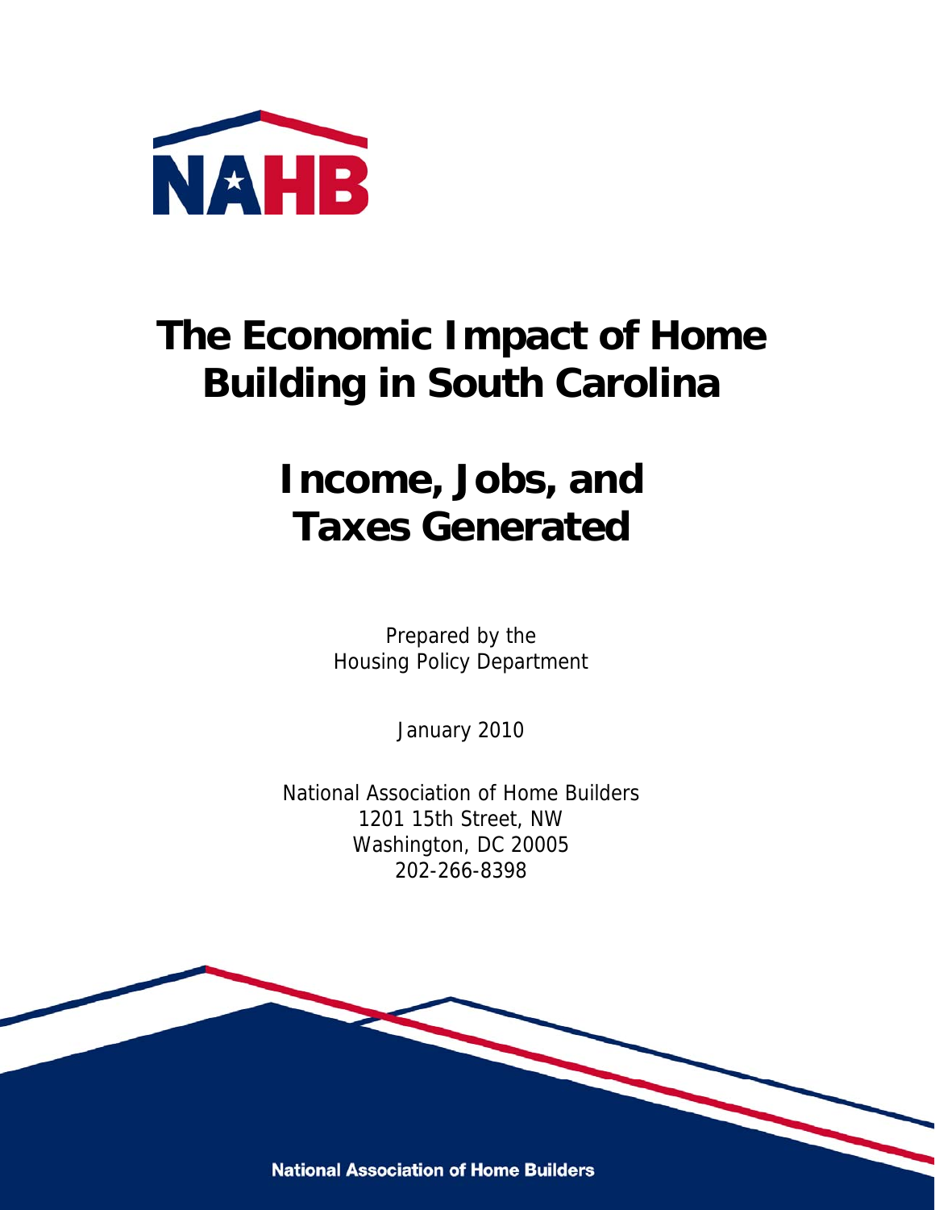NAHB

# The Economic Impact of Home Building in South Carolina

# Income, Jobs, and Taxes Generated

Prepared by the
Housing Policy Department

January 2010

National Association of Home Builders
1201 15th Street, NW
Washington, DC 20005
202-266-8398

National Association of Home Builders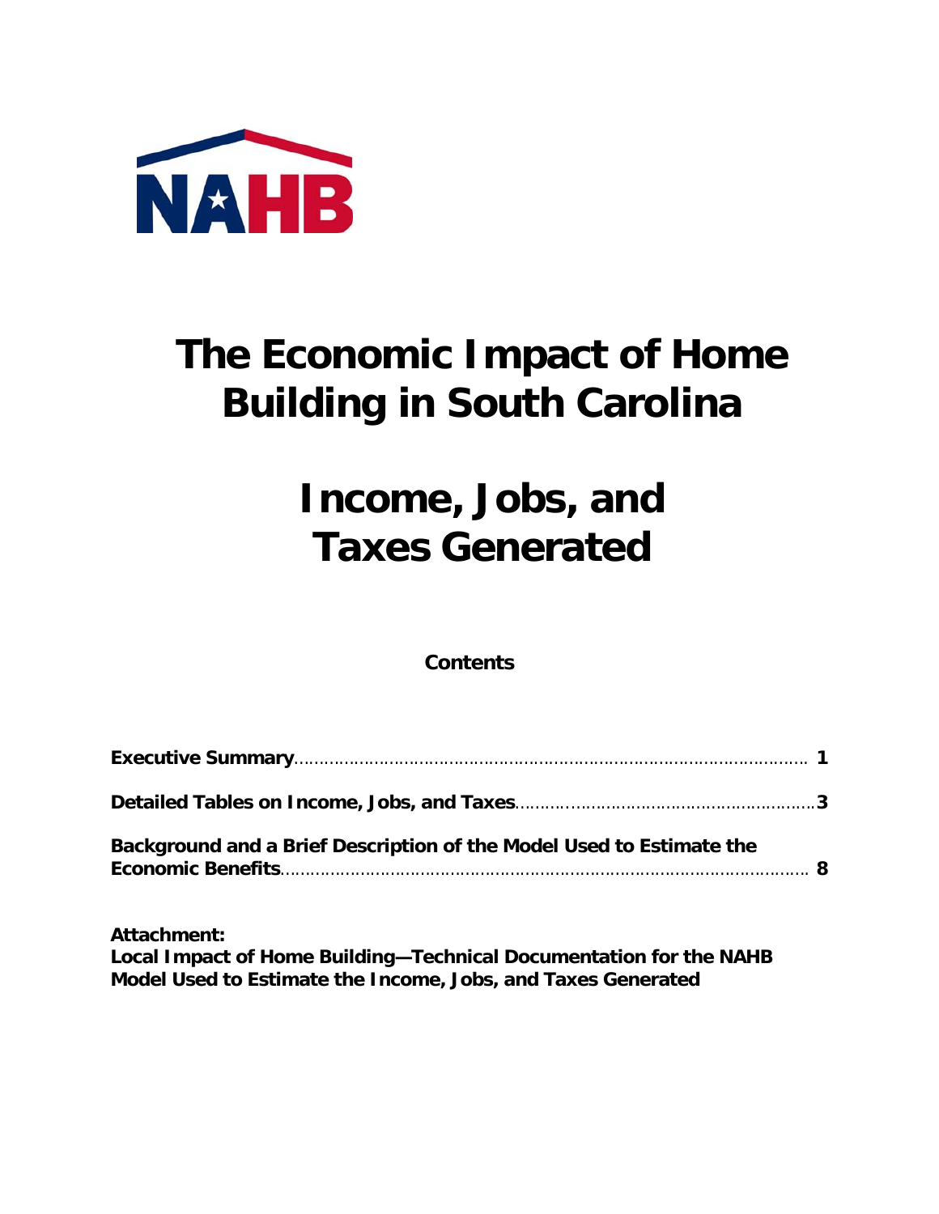# The Economic Impact of Home Building in South Carolina

# Income, Jobs, and Taxes Generated

**Contents**

**Executive Summary**........................................................................................... **1**

**Detailed Tables on Income, Jobs, and Taxes**...........................................................**3**

**Background and a Brief Description of the Model Used to Estimate the Economic Benefits**........................................................................................... **8**

**Attachment:**
**Local Impact of Home Building—Technical Documentation for the NAHB Model Used to Estimate the Income, Jobs, and Taxes Generated**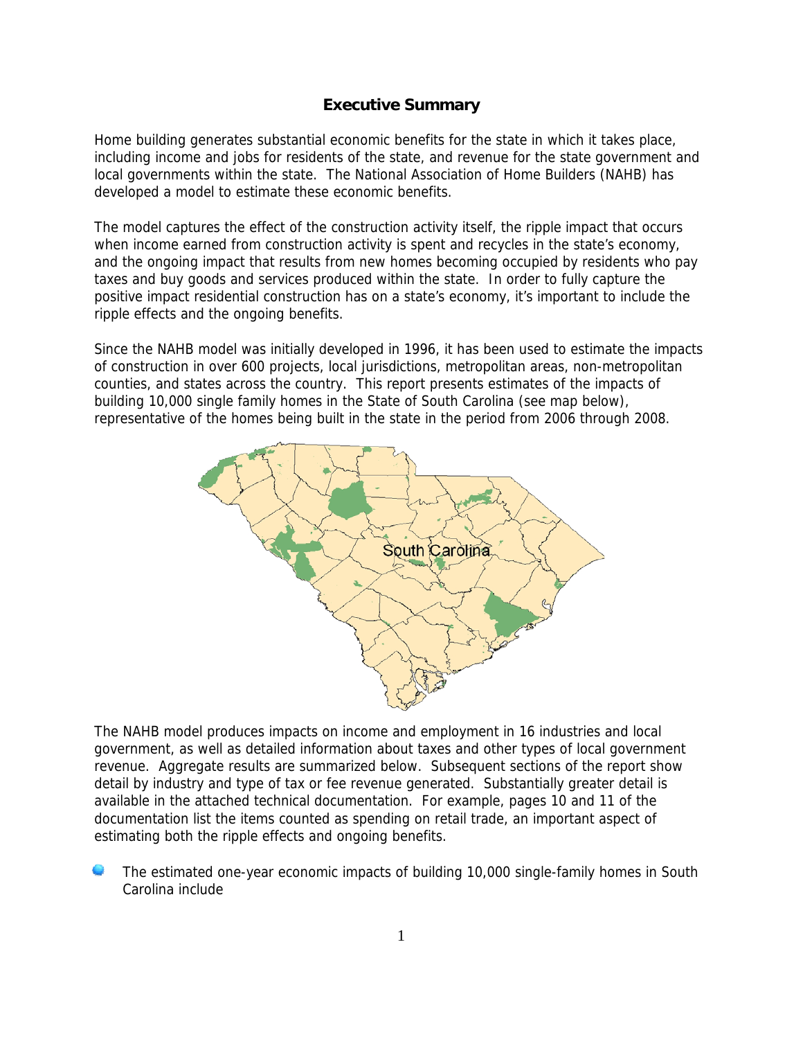## Executive Summary

Home building generates substantial economic benefits for the state in which it takes place, including income and jobs for residents of the state, and revenue for the state government and local governments within the state. The National Association of Home Builders (NAHB) has developed a model to estimate these economic benefits.

The model captures the effect of the construction activity itself, the ripple impact that occurs when income earned from construction activity is spent and recycles in the state's economy, and the ongoing impact that results from new homes becoming occupied by residents who pay taxes and buy goods and services produced within the state. In order to fully capture the positive impact residential construction has on a state's economy, it's important to include the ripple effects and the ongoing benefits.

Since the NAHB model was initially developed in 1996, it has been used to estimate the impacts of construction in over 600 projects, local jurisdictions, metropolitan areas, non-metropolitan counties, and states across the country. This report presents estimates of the impacts of building 10,000 single family homes in the State of South Carolina (see map below), representative of the homes being built in the state in the period from 2006 through 2008.

South Carolina

The NAHB model produces impacts on income and employment in 16 industries and local government, as well as detailed information about taxes and other types of local government revenue. Aggregate results are summarized below. Subsequent sections of the report show detail by industry and type of tax or fee revenue generated. Substantially greater detail is available in the attached technical documentation. For example, pages 10 and 11 of the documentation list the items counted as spending on retail trade, an important aspect of estimating both the ripple effects and ongoing benefits.

- The estimated one-year economic impacts of building 10,000 single-family homes in South Carolina include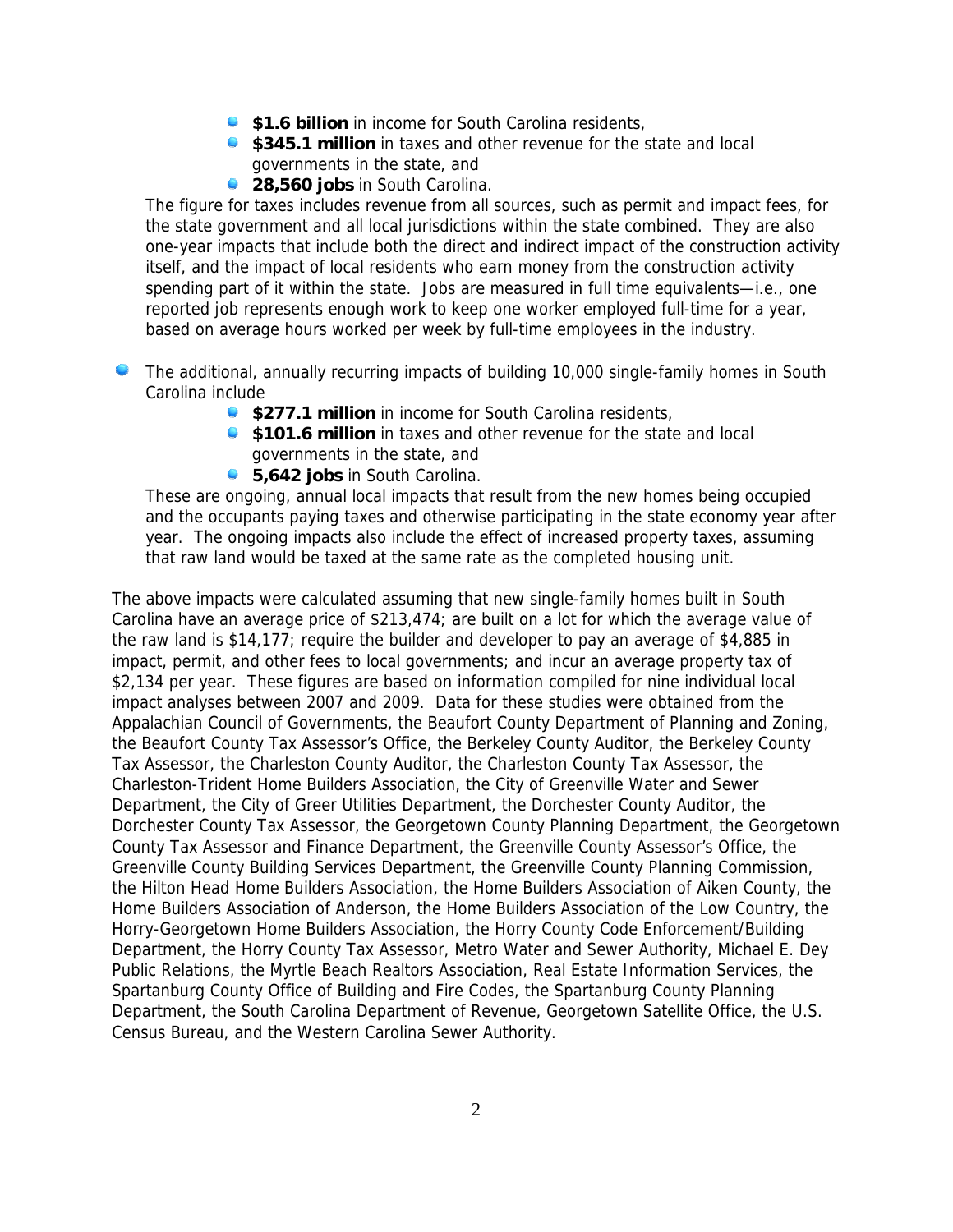- **$1.6 billion** in income for South Carolina residents,
    - **$345.1 million** in taxes and other revenue for the state and local governments in the state, and
    - **28,560 jobs** in South Carolina.

  The figure for taxes includes revenue from all sources, such as permit and impact fees, for the state government and all local jurisdictions within the state combined. They are also one-year impacts that include both the direct and indirect impact of the construction activity itself, and the impact of local residents who earn money from the construction activity spending part of it within the state. Jobs are measured in full time equivalents—i.e., one reported job represents enough work to keep one worker employed full-time for a year, based on average hours worked per week by full-time employees in the industry.

- The additional, annually recurring impacts of building 10,000 single-family homes in South Carolina include
    - **$277.1 million** in income for South Carolina residents,
    - **$101.6 million** in taxes and other revenue for the state and local governments in the state, and
    - **5,642 jobs** in South Carolina.

  These are ongoing, annual local impacts that result from the new homes being occupied and the occupants paying taxes and otherwise participating in the state economy year after year. The ongoing impacts also include the effect of increased property taxes, assuming that raw land would be taxed at the same rate as the completed housing unit.

The above impacts were calculated assuming that new single-family homes built in South Carolina have an average price of $213,474; are built on a lot for which the average value of the raw land is $14,177; require the builder and developer to pay an average of $4,885 in impact, permit, and other fees to local governments; and incur an average property tax of $2,134 per year. These figures are based on information compiled for nine individual local impact analyses between 2007 and 2009. Data for these studies were obtained from the Appalachian Council of Governments, the Beaufort County Department of Planning and Zoning, the Beaufort County Tax Assessor's Office, the Berkeley County Auditor, the Berkeley County Tax Assessor, the Charleston County Auditor, the Charleston County Tax Assessor, the Charleston-Trident Home Builders Association, the City of Greenville Water and Sewer Department, the City of Greer Utilities Department, the Dorchester County Auditor, the Dorchester County Tax Assessor, the Georgetown County Planning Department, the Georgetown County Tax Assessor and Finance Department, the Greenville County Assessor's Office, the Greenville County Building Services Department, the Greenville County Planning Commission, the Hilton Head Home Builders Association, the Home Builders Association of Aiken County, the Home Builders Association of Anderson, the Home Builders Association of the Low Country, the Horry-Georgetown Home Builders Association, the Horry County Code Enforcement/Building Department, the Horry County Tax Assessor, Metro Water and Sewer Authority, Michael E. Dey Public Relations, the Myrtle Beach Realtors Association, Real Estate Information Services, the Spartanburg County Office of Building and Fire Codes, the Spartanburg County Planning Department, the South Carolina Department of Revenue, Georgetown Satellite Office, the U.S. Census Bureau, and the Western Carolina Sewer Authority.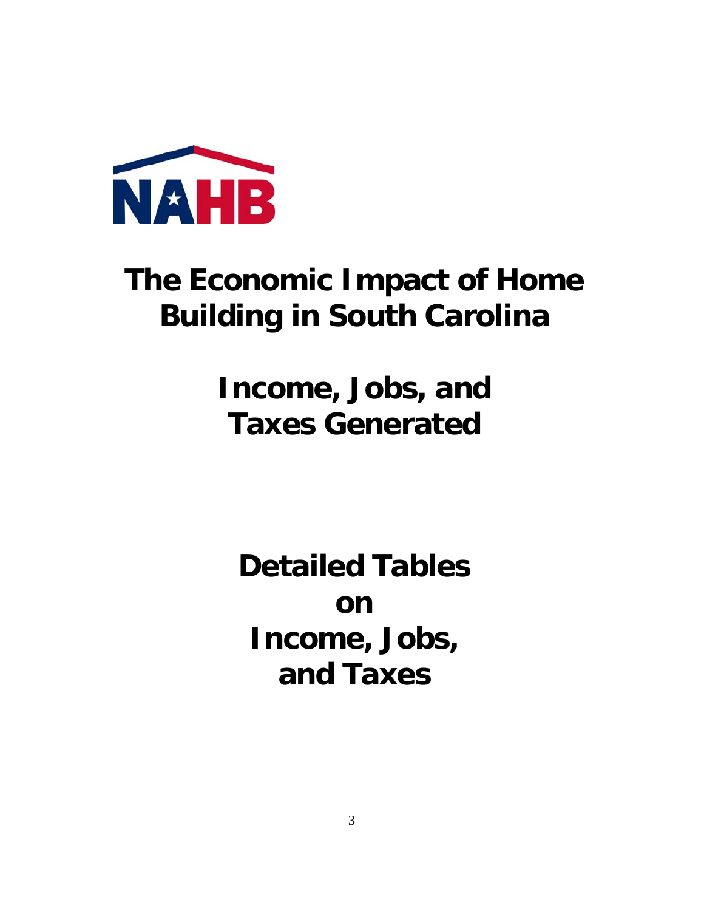NAHB

# The Economic Impact of Home Building in South Carolina

# Income, Jobs, and Taxes Generated

# Detailed Tables on Income, Jobs, and Taxes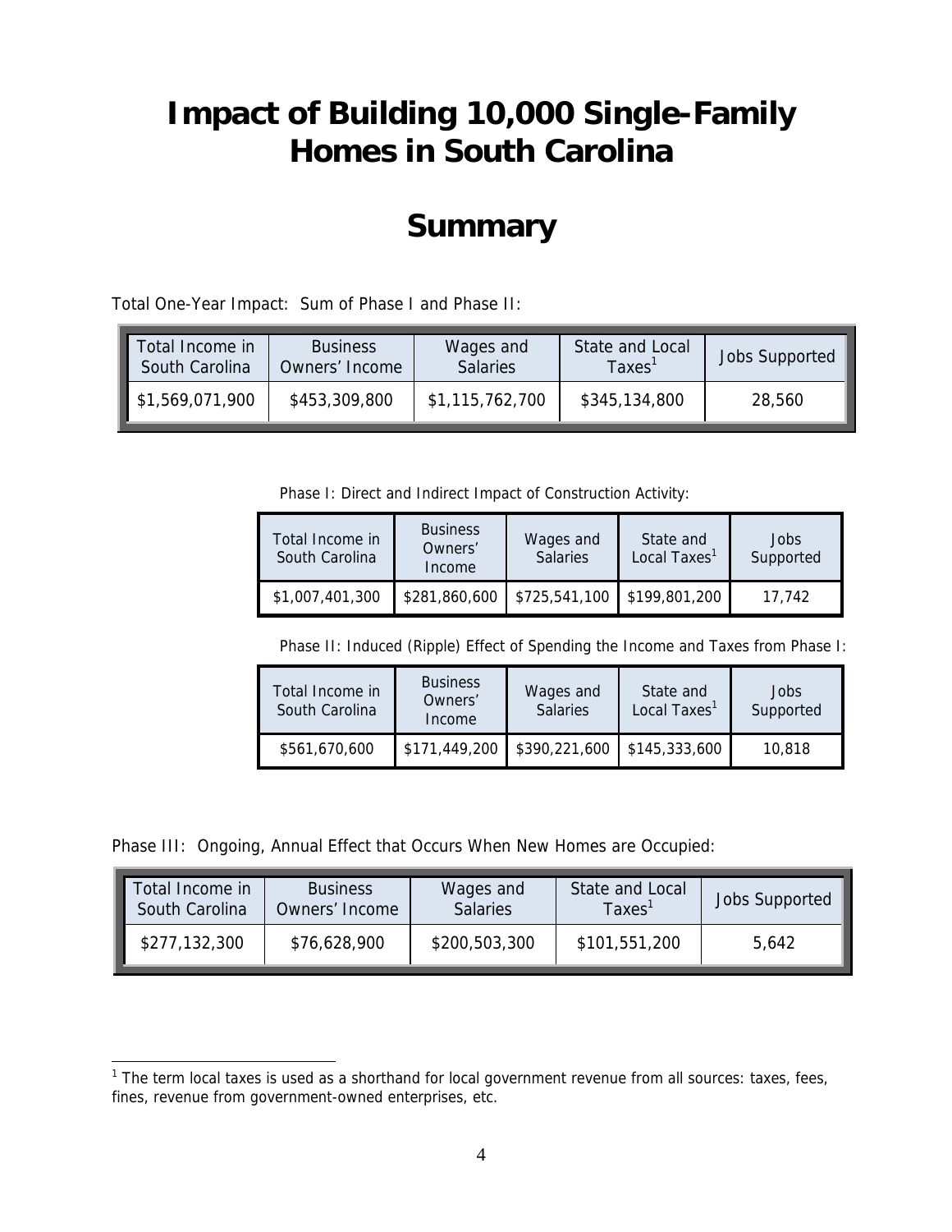# Impact of Building 10,000 Single-Family Homes in South Carolina

# Summary

Total One-Year Impact: Sum of Phase I and Phase II:

| Total Income in South Carolina | Business Owners' Income | Wages and Salaries | State and Local Taxes[1] | Jobs Supported |
|---|---|---|---|---|
| $1,569,071,900 | $453,309,800 | $1,115,762,700 | $345,134,800 | 28,560 |

Phase I: Direct and Indirect Impact of Construction Activity:

| Total Income in South Carolina | Business Owners' Income | Wages and Salaries | State and Local Taxes[1] | Jobs Supported |
|---|---|---|---|---|
| $1,007,401,300 | $281,860,600 | $725,541,100 | $199,801,200 | 17,742 |

Phase II: Induced (Ripple) Effect of Spending the Income and Taxes from Phase I:

| Total Income in South Carolina | Business Owners' Income | Wages and Salaries | State and Local Taxes[1] | Jobs Supported |
|---|---|---|---|---|
| $561,670,600 | $171,449,200 | $390,221,600 | $145,333,600 | 10,818 |

Phase III: Ongoing, Annual Effect that Occurs When New Homes are Occupied:

| Total Income in South Carolina | Business Owners' Income | Wages and Salaries | State and Local Taxes[1] | Jobs Supported |
|---|---|---|---|---|
| $277,132,300 | $76,628,900 | $200,503,300 | $101,551,200 | 5,642 |

[1] The term local taxes is used as a shorthand for local government revenue from all sources: taxes, fees, fines, revenue from government-owned enterprises, etc.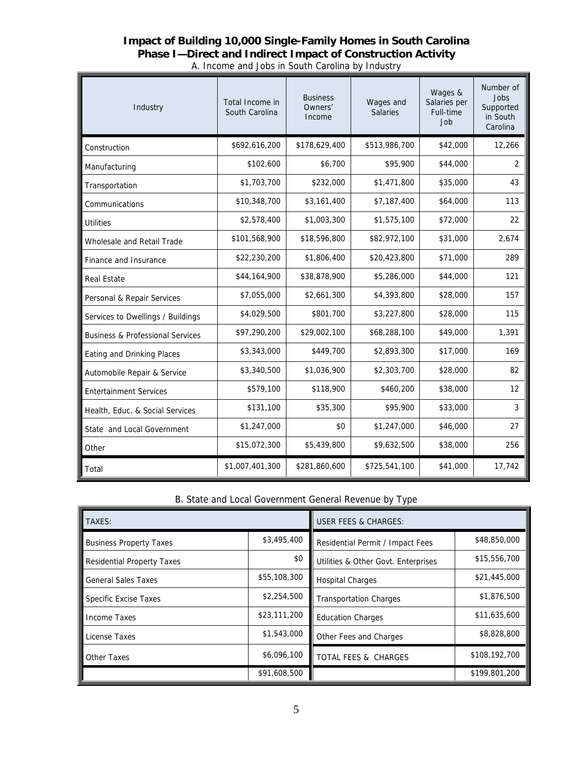## Impact of Building 10,000 Single-Family Homes in South Carolina
## Phase I—Direct and Indirect Impact of Construction Activity

A. Income and Jobs in South Carolina by Industry

| Industry | Total Income in South Carolina | Business Owners' Income | Wages and Salaries | Wages & Salaries per Full-time Job | Number of Jobs Supported in South Carolina |
|---|---|---|---|---|---|
| Construction | $692,616,200 | $178,629,400 | $513,986,700 | $42,000 | 12,266 |
| Manufacturing | $102,600 | $6,700 | $95,900 | $44,000 | 2 |
| Transportation | $1,703,700 | $232,000 | $1,471,800 | $35,000 | 43 |
| Communications | $10,348,700 | $3,161,400 | $7,187,400 | $64,000 | 113 |
| Utilities | $2,578,400 | $1,003,300 | $1,575,100 | $72,000 | 22 |
| Wholesale and Retail Trade | $101,568,900 | $18,596,800 | $82,972,100 | $31,000 | 2,674 |
| Finance and Insurance | $22,230,200 | $1,806,400 | $20,423,800 | $71,000 | 289 |
| Real Estate | $44,164,900 | $38,878,900 | $5,286,000 | $44,000 | 121 |
| Personal & Repair Services | $7,055,000 | $2,661,300 | $4,393,800 | $28,000 | 157 |
| Services to Dwellings / Buildings | $4,029,500 | $801,700 | $3,227,800 | $28,000 | 115 |
| Business & Professional Services | $97,290,200 | $29,002,100 | $68,288,100 | $49,000 | 1,391 |
| Eating and Drinking Places | $3,343,000 | $449,700 | $2,893,300 | $17,000 | 169 |
| Automobile Repair & Service | $3,340,500 | $1,036,900 | $2,303,700 | $28,000 | 82 |
| Entertainment Services | $579,100 | $118,900 | $460,200 | $38,000 | 12 |
| Health, Educ. & Social Services | $131,100 | $35,300 | $95,900 | $33,000 | 3 |
| State and Local Government | $1,247,000 | $0 | $1,247,000 | $46,000 | 27 |
| Other | $15,072,300 | $5,439,800 | $9,632,500 | $38,000 | 256 |
| Total | $1,007,401,300 | $281,860,600 | $725,541,100 | $41,000 | 17,742 |

B. State and Local Government General Revenue by Type

| TAXES: | | USER FEES & CHARGES: | |
|---|---|---|---|
| Business Property Taxes | $3,495,400 | Residential Permit / Impact Fees | $48,850,000 |
| Residential Property Taxes | $0 | Utilities & Other Govt. Enterprises | $15,556,700 |
| General Sales Taxes | $55,108,300 | Hospital Charges | $21,445,000 |
| Specific Excise Taxes | $2,254,500 | Transportation Charges | $1,876,500 |
| Income Taxes | $23,111,200 | Education Charges | $11,635,600 |
| License Taxes | $1,543,000 | Other Fees and Charges | $8,828,800 |
| Other Taxes | $6,096,100 | TOTAL FEES & CHARGES | $108,192,700 |
| | $91,608,500 | | $199,801,200 |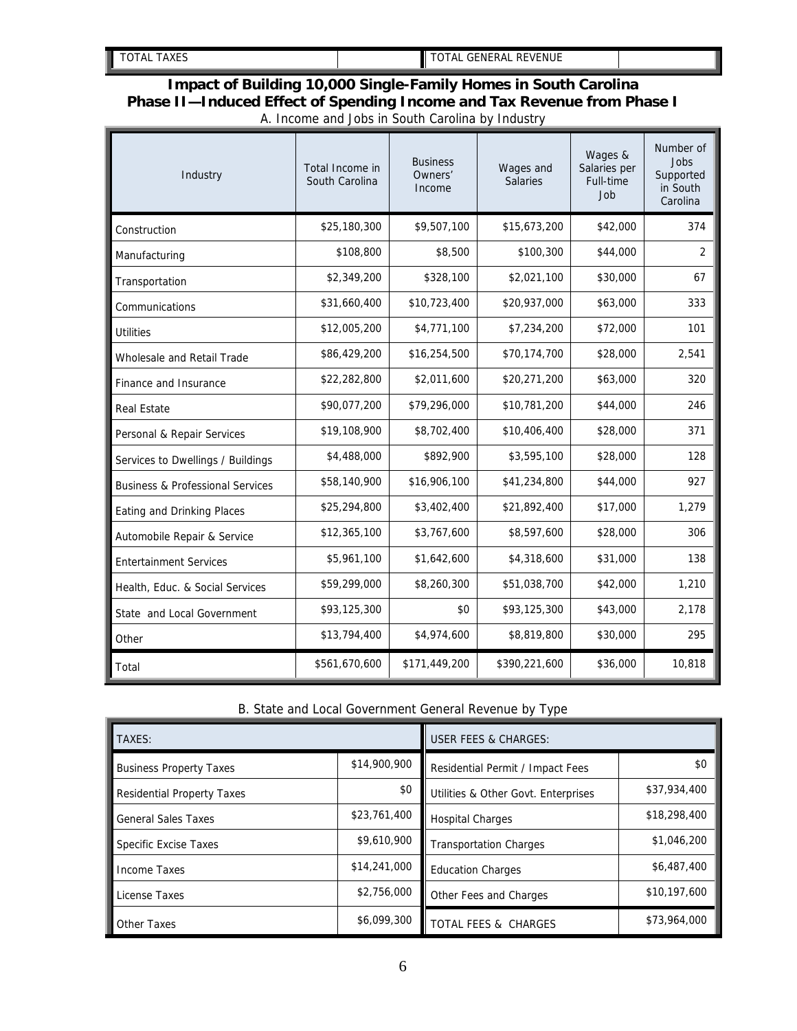| TOTAL TAXES | | TOTAL GENERAL REVENUE | |
|---|---|---|---|

## Impact of Building 10,000 Single-Family Homes in South Carolina

## Phase II—Induced Effect of Spending Income and Tax Revenue from Phase I

A. Income and Jobs in South Carolina by Industry

| Industry | Total Income in South Carolina | Business Owners' Income | Wages and Salaries | Wages & Salaries per Full-time Job | Number of Jobs Supported in South Carolina |
|---|---|---|---|---|---|
| Construction | $25,180,300 | $9,507,100 | $15,673,200 | $42,000 | 374 |
| Manufacturing | $108,800 | $8,500 | $100,300 | $44,000 | 2 |
| Transportation | $2,349,200 | $328,100 | $2,021,100 | $30,000 | 67 |
| Communications | $31,660,400 | $10,723,400 | $20,937,000 | $63,000 | 333 |
| Utilities | $12,005,200 | $4,771,100 | $7,234,200 | $72,000 | 101 |
| Wholesale and Retail Trade | $86,429,200 | $16,254,500 | $70,174,700 | $28,000 | 2,541 |
| Finance and Insurance | $22,282,800 | $2,011,600 | $20,271,200 | $63,000 | 320 |
| Real Estate | $90,077,200 | $79,296,000 | $10,781,200 | $44,000 | 246 |
| Personal & Repair Services | $19,108,900 | $8,702,400 | $10,406,400 | $28,000 | 371 |
| Services to Dwellings / Buildings | $4,488,000 | $892,900 | $3,595,100 | $28,000 | 128 |
| Business & Professional Services | $58,140,900 | $16,906,100 | $41,234,800 | $44,000 | 927 |
| Eating and Drinking Places | $25,294,800 | $3,402,400 | $21,892,400 | $17,000 | 1,279 |
| Automobile Repair & Service | $12,365,100 | $3,767,600 | $8,597,600 | $28,000 | 306 |
| Entertainment Services | $5,961,100 | $1,642,600 | $4,318,600 | $31,000 | 138 |
| Health, Educ. & Social Services | $59,299,000 | $8,260,300 | $51,038,700 | $42,000 | 1,210 |
| State and Local Government | $93,125,300 | $0 | $93,125,300 | $43,000 | 2,178 |
| Other | $13,794,400 | $4,974,600 | $8,819,800 | $30,000 | 295 |
| Total | $561,670,600 | $171,449,200 | $390,221,600 | $36,000 | 10,818 |

B. State and Local Government General Revenue by Type

| TAXES: | | USER FEES & CHARGES: | |
|---|---|---|---|
| Business Property Taxes | $14,900,900 | Residential Permit / Impact Fees | $0 |
| Residential Property Taxes | $0 | Utilities & Other Govt. Enterprises | $37,934,400 |
| General Sales Taxes | $23,761,400 | Hospital Charges | $18,298,400 |
| Specific Excise Taxes | $9,610,900 | Transportation Charges | $1,046,200 |
| Income Taxes | $14,241,000 | Education Charges | $6,487,400 |
| License Taxes | $2,756,000 | Other Fees and Charges | $10,197,600 |
| Other Taxes | $6,099,300 | TOTAL FEES & CHARGES | $73,964,000 |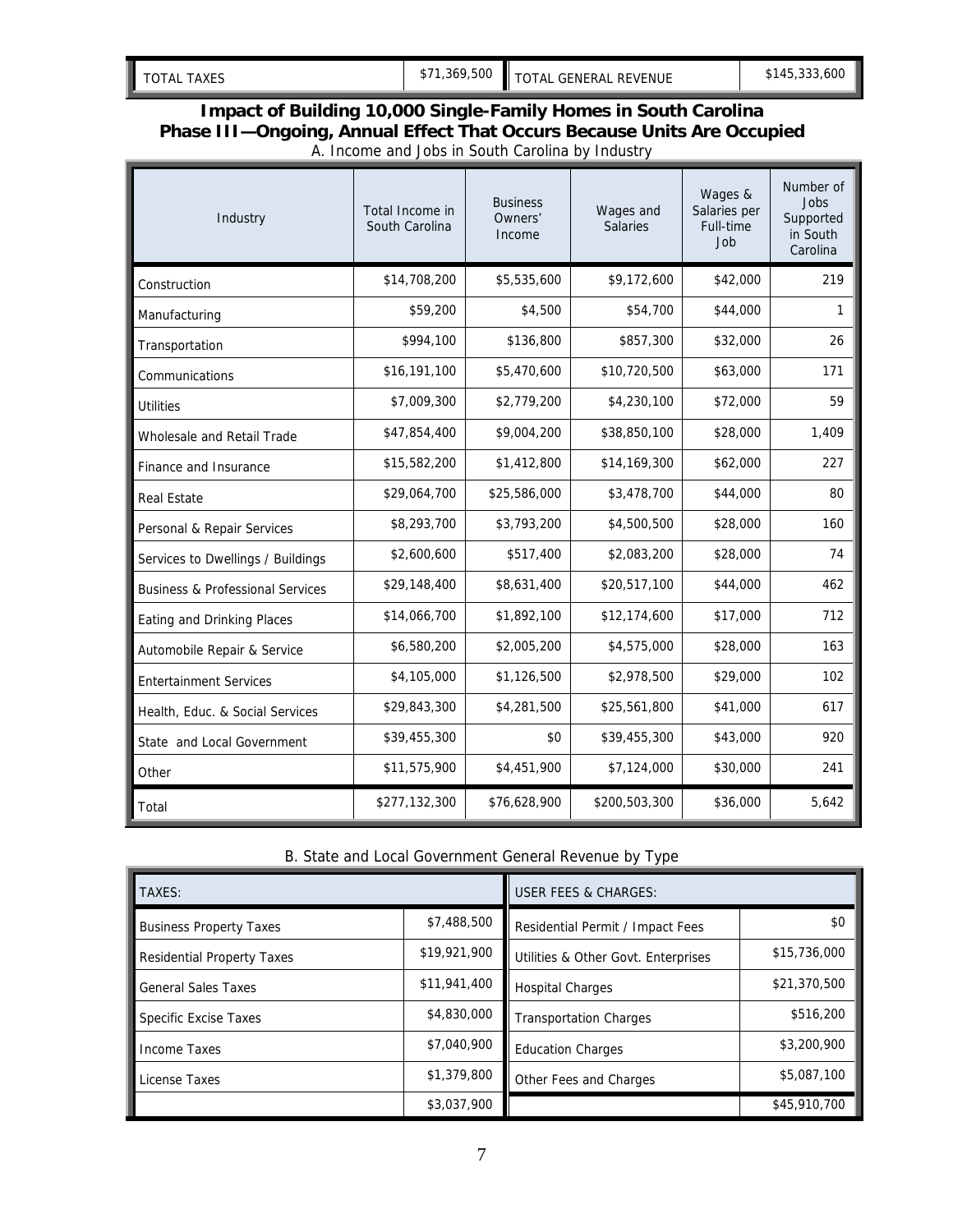| TOTAL TAXES | $71,369,500 | TOTAL GENERAL REVENUE | $145,333,600 |
|---|---|---|---|

## Impact of Building 10,000 Single-Family Homes in South Carolina
## Phase III—Ongoing, Annual Effect That Occurs Because Units Are Occupied

A. Income and Jobs in South Carolina by Industry

| Industry | Total Income in South Carolina | Business Owners' Income | Wages and Salaries | Wages & Salaries per Full-time Job | Number of Jobs Supported in South Carolina |
|---|---|---|---|---|---|
| Construction | $14,708,200 | $5,535,600 | $9,172,600 | $42,000 | 219 |
| Manufacturing | $59,200 | $4,500 | $54,700 | $44,000 | 1 |
| Transportation | $994,100 | $136,800 | $857,300 | $32,000 | 26 |
| Communications | $16,191,100 | $5,470,600 | $10,720,500 | $63,000 | 171 |
| Utilities | $7,009,300 | $2,779,200 | $4,230,100 | $72,000 | 59 |
| Wholesale and Retail Trade | $47,854,400 | $9,004,200 | $38,850,100 | $28,000 | 1,409 |
| Finance and Insurance | $15,582,200 | $1,412,800 | $14,169,300 | $62,000 | 227 |
| Real Estate | $29,064,700 | $25,586,000 | $3,478,700 | $44,000 | 80 |
| Personal & Repair Services | $8,293,700 | $3,793,200 | $4,500,500 | $28,000 | 160 |
| Services to Dwellings / Buildings | $2,600,600 | $517,400 | $2,083,200 | $28,000 | 74 |
| Business & Professional Services | $29,148,400 | $8,631,400 | $20,517,100 | $44,000 | 462 |
| Eating and Drinking Places | $14,066,700 | $1,892,100 | $12,174,600 | $17,000 | 712 |
| Automobile Repair & Service | $6,580,200 | $2,005,200 | $4,575,000 | $28,000 | 163 |
| Entertainment Services | $4,105,000 | $1,126,500 | $2,978,500 | $29,000 | 102 |
| Health, Educ. & Social Services | $29,843,300 | $4,281,500 | $25,561,800 | $41,000 | 617 |
| State and Local Government | $39,455,300 | $0 | $39,455,300 | $43,000 | 920 |
| Other | $11,575,900 | $4,451,900 | $7,124,000 | $30,000 | 241 |
| Total | $277,132,300 | $76,628,900 | $200,503,300 | $36,000 | 5,642 |

B. State and Local Government General Revenue by Type

| TAXES: | | USER FEES & CHARGES: | |
|---|---|---|---|
| Business Property Taxes | $7,488,500 | Residential Permit / Impact Fees | $0 |
| Residential Property Taxes | $19,921,900 | Utilities & Other Govt. Enterprises | $15,736,000 |
| General Sales Taxes | $11,941,400 | Hospital Charges | $21,370,500 |
| Specific Excise Taxes | $4,830,000 | Transportation Charges | $516,200 |
| Income Taxes | $7,040,900 | Education Charges | $3,200,900 |
| License Taxes | $1,379,800 | Other Fees and Charges | $5,087,100 |
| | $3,037,900 | | $45,910,700 |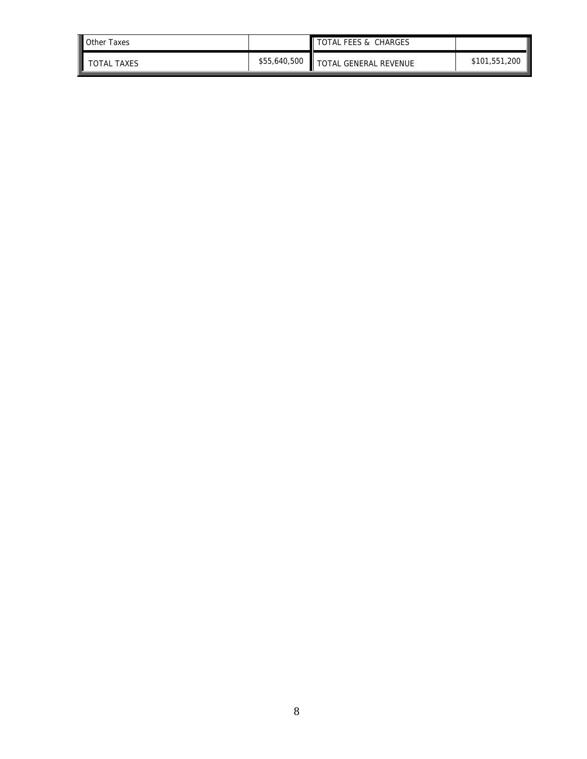| | | | |
|---|---|---|---|
| Other Taxes | | TOTAL FEES & CHARGES | |
| TOTAL TAXES | $55,640,500 | TOTAL GENERAL REVENUE | $101,551,200 |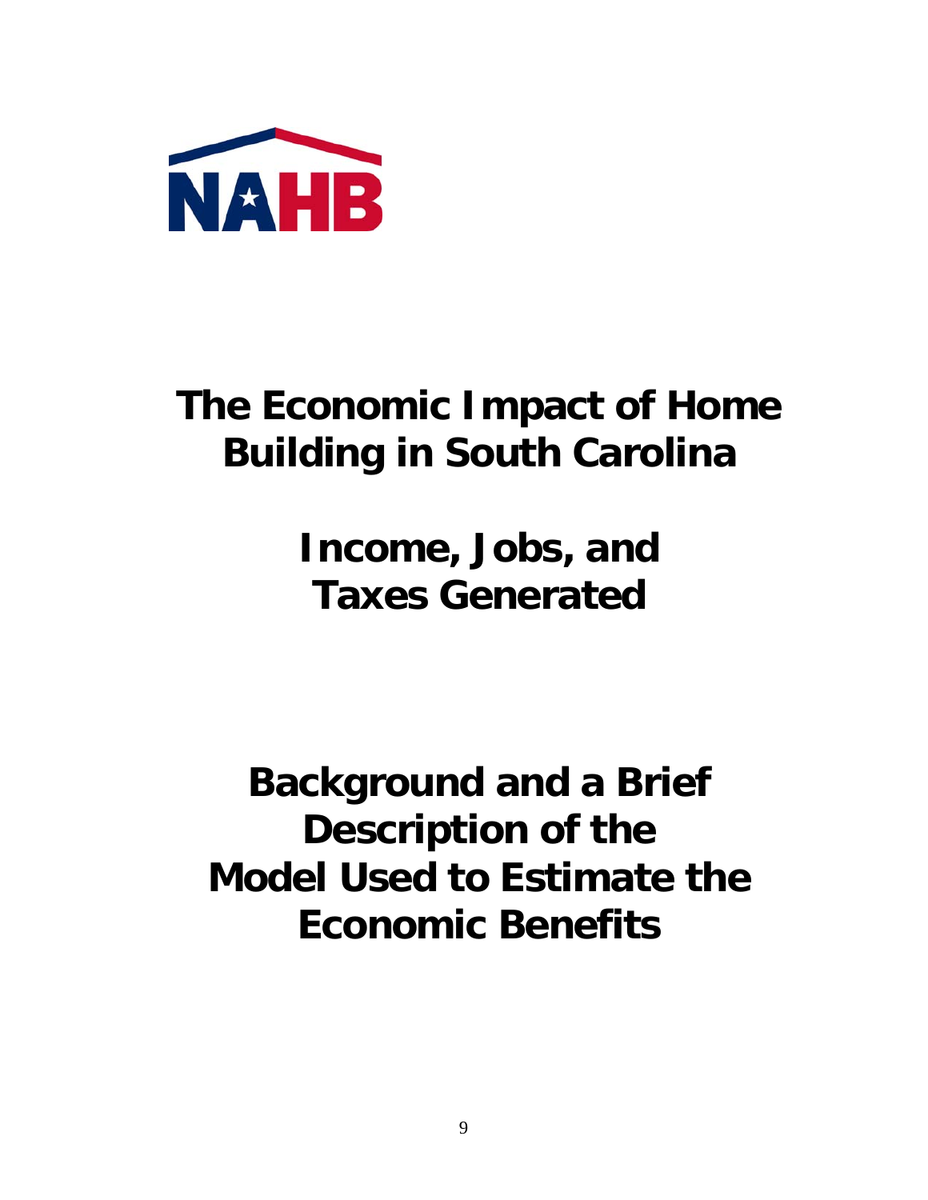NAHB

# The Economic Impact of Home Building in South Carolina

# Income, Jobs, and Taxes Generated

# Background and a Brief Description of the Model Used to Estimate the Economic Benefits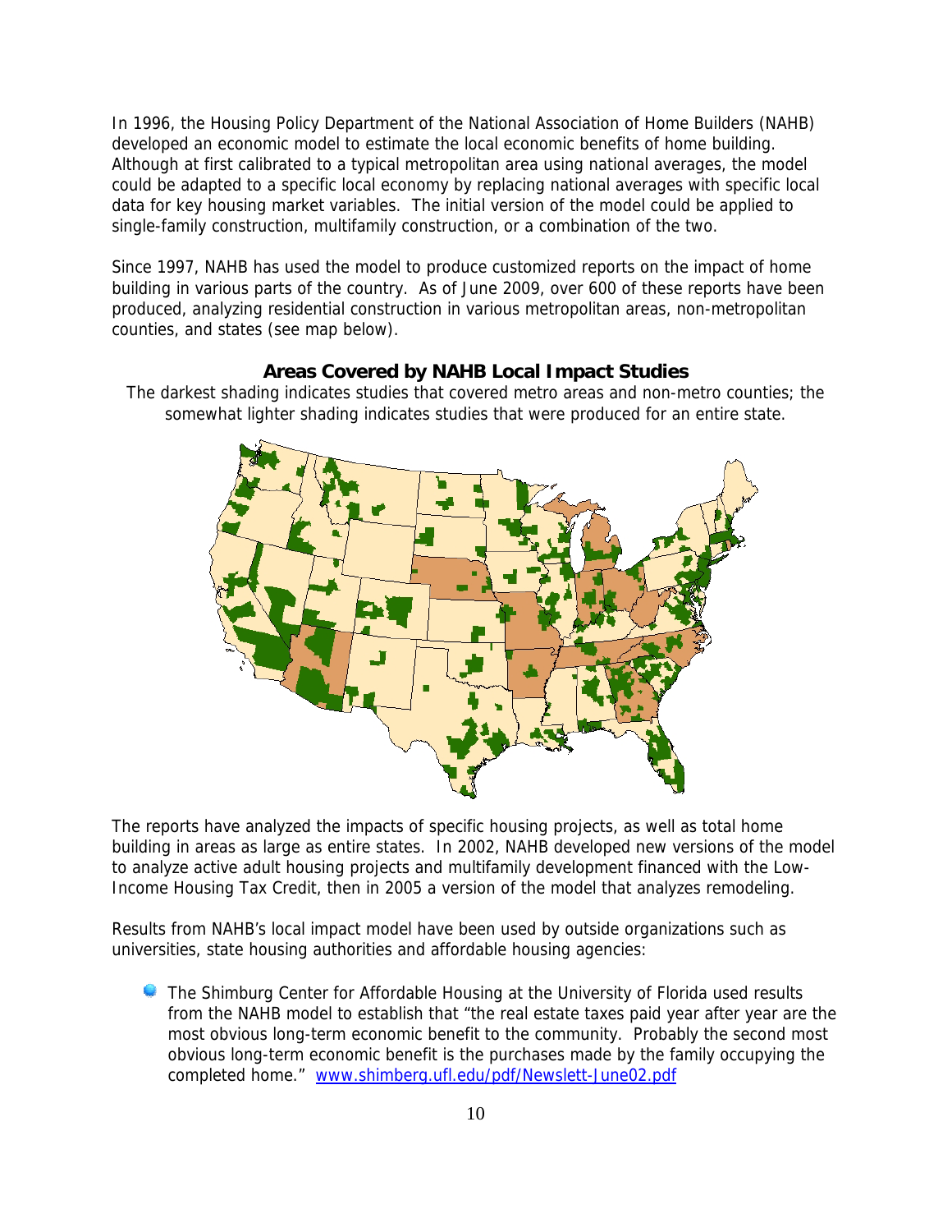In 1996, the Housing Policy Department of the National Association of Home Builders (NAHB) developed an economic model to estimate the local economic benefits of home building. Although at first calibrated to a typical metropolitan area using national averages, the model could be adapted to a specific local economy by replacing national averages with specific local data for key housing market variables. The initial version of the model could be applied to single-family construction, multifamily construction, or a combination of the two.

Since 1997, NAHB has used the model to produce customized reports on the impact of home building in various parts of the country. As of June 2009, over 600 of these reports have been produced, analyzing residential construction in various metropolitan areas, non-metropolitan counties, and states (see map below).

**Areas Covered by NAHB Local Impact Studies**

The darkest shading indicates studies that covered metro areas and non-metro counties; the somewhat lighter shading indicates studies that were produced for an entire state.

The reports have analyzed the impacts of specific housing projects, as well as total home building in areas as large as entire states. In 2002, NAHB developed new versions of the model to analyze active adult housing projects and multifamily development financed with the Low-Income Housing Tax Credit, then in 2005 a version of the model that analyzes remodeling.

Results from NAHB's local impact model have been used by outside organizations such as universities, state housing authorities and affordable housing agencies:

- The Shimburg Center for Affordable Housing at the University of Florida used results from the NAHB model to establish that "the real estate taxes paid year after year are the most obvious long-term economic benefit to the community. Probably the second most obvious long-term economic benefit is the purchases made by the family occupying the completed home." www.shimberg.ufl.edu/pdf/Newslett-June02.pdf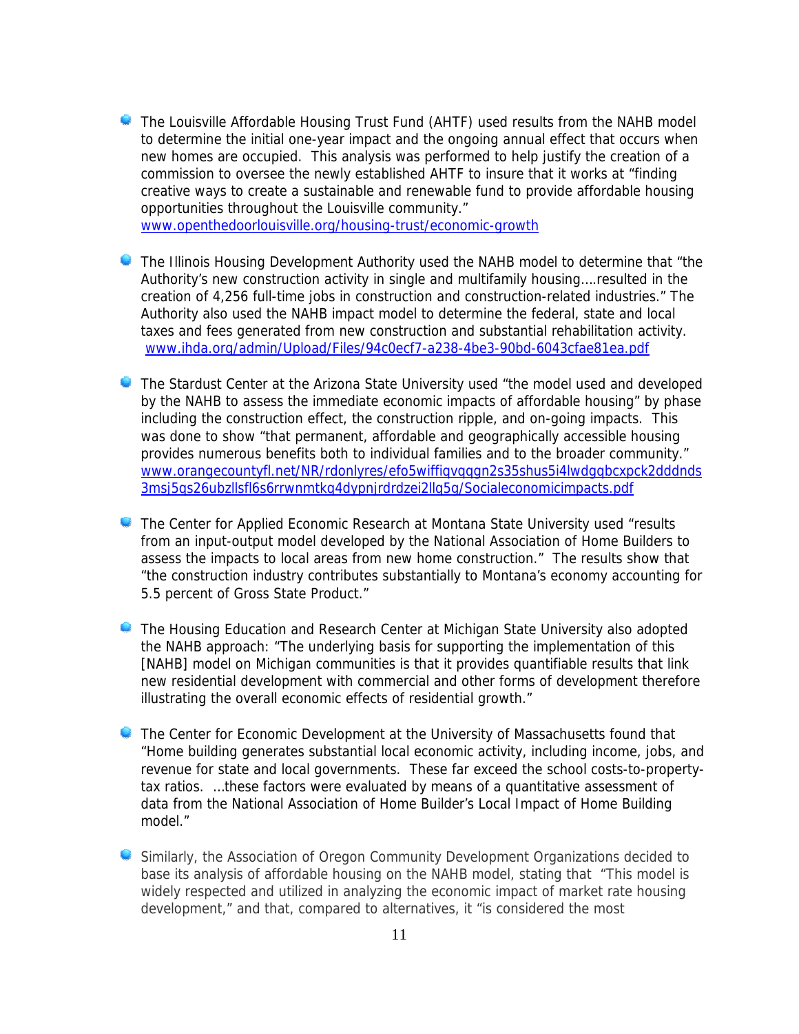- The Louisville Affordable Housing Trust Fund (AHTF) used results from the NAHB model to determine the initial one-year impact and the ongoing annual effect that occurs when new homes are occupied. This analysis was performed to help justify the creation of a commission to oversee the newly established AHTF to insure that it works at "finding creative ways to create a sustainable and renewable fund to provide affordable housing opportunities throughout the Louisville community." www.openthedoorlouisville.org/housing-trust/economic-growth

- The Illinois Housing Development Authority used the NAHB model to determine that "the Authority's new construction activity in single and multifamily housing....resulted in the creation of 4,256 full-time jobs in construction and construction-related industries." The Authority also used the NAHB impact model to determine the federal, state and local taxes and fees generated from new construction and substantial rehabilitation activity. www.ihda.org/admin/Upload/Files/94c0ecf7-a238-4be3-90bd-6043cfae81ea.pdf

- The Stardust Center at the Arizona State University used "the model used and developed by the NAHB to assess the immediate economic impacts of affordable housing" by phase including the construction effect, the construction ripple, and on-going impacts. This was done to show "that permanent, affordable and geographically accessible housing provides numerous benefits both to individual families and to the broader community." www.orangecountyfl.net/NR/rdonlyres/efo5wiffiqvqqgn2s35shus5i4lwdgqbcxpck2dddnds3msj5qs26ubzllsfl6s6rrwnmtkq4dypnjrdrdzei2llq5g/Socialeconomicimpacts.pdf

- The Center for Applied Economic Research at Montana State University used "results from an input-output model developed by the National Association of Home Builders to assess the impacts to local areas from new home construction." The results show that "the construction industry contributes substantially to Montana's economy accounting for 5.5 percent of Gross State Product."

- The Housing Education and Research Center at Michigan State University also adopted the NAHB approach: "The underlying basis for supporting the implementation of this [NAHB] model on Michigan communities is that it provides quantifiable results that link new residential development with commercial and other forms of development therefore illustrating the overall economic effects of residential growth."

- The Center for Economic Development at the University of Massachusetts found that "Home building generates substantial local economic activity, including income, jobs, and revenue for state and local governments. These far exceed the school costs-to-property-tax ratios. ...these factors were evaluated by means of a quantitative assessment of data from the National Association of Home Builder's Local Impact of Home Building model."

- Similarly, the Association of Oregon Community Development Organizations decided to base its analysis of affordable housing on the NAHB model, stating that "This model is widely respected and utilized in analyzing the economic impact of market rate housing development," and that, compared to alternatives, it "is considered the most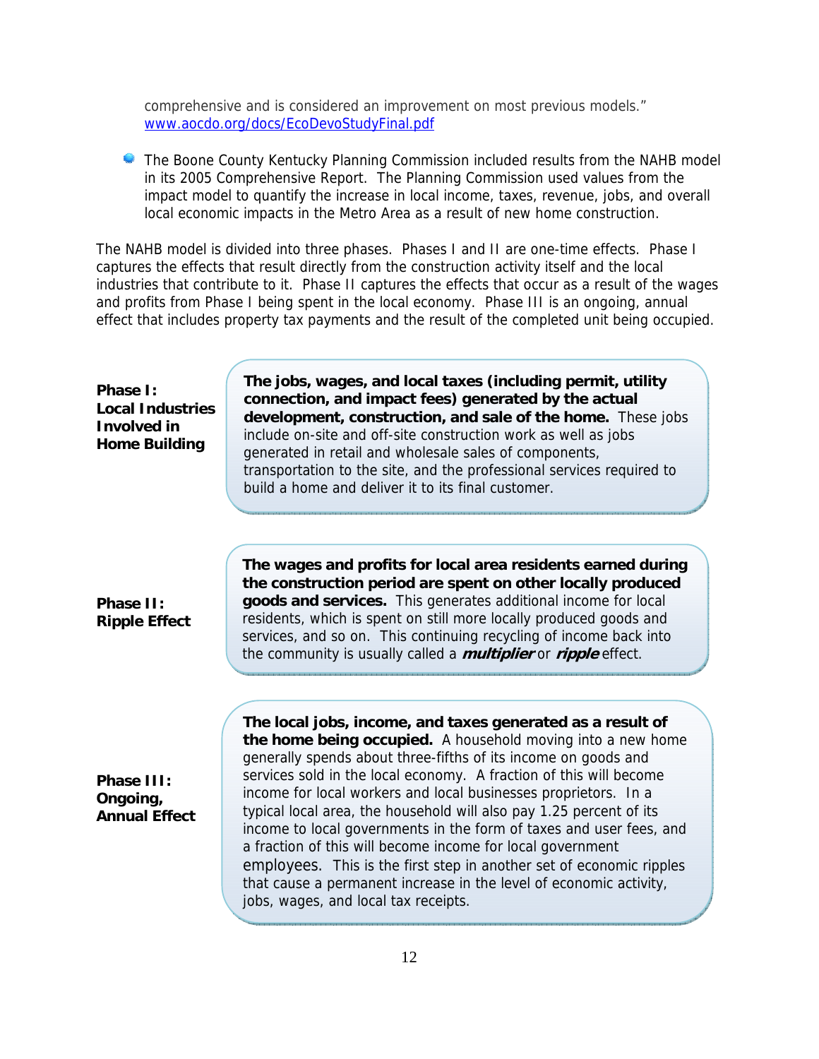comprehensive and is considered an improvement on most previous models." www.aocdo.org/docs/EcoDevoStudyFinal.pdf

- The Boone County Kentucky Planning Commission included results from the NAHB model in its 2005 Comprehensive Report. The Planning Commission used values from the impact model to quantify the increase in local income, taxes, revenue, jobs, and overall local economic impacts in the Metro Area as a result of new home construction.

The NAHB model is divided into three phases. Phases I and II are one-time effects. Phase I captures the effects that result directly from the construction activity itself and the local industries that contribute to it. Phase II captures the effects that occur as a result of the wages and profits from Phase I being spent in the local economy. Phase III is an ongoing, annual effect that includes property tax payments and the result of the completed unit being occupied.

**Phase I: Local Industries Involved in Home Building**

**The jobs, wages, and local taxes (including permit, utility connection, and impact fees) generated by the actual development, construction, and sale of the home.** These jobs include on-site and off-site construction work as well as jobs generated in retail and wholesale sales of components, transportation to the site, and the professional services required to build a home and deliver it to its final customer.

**Phase II: Ripple Effect**

**The wages and profits for local area residents earned during the construction period are spent on other locally produced goods and services.** This generates additional income for local residents, which is spent on still more locally produced goods and services, and so on. This continuing recycling of income back into the community is usually called a ***multiplier*** or ***ripple*** effect.

**Phase III: Ongoing, Annual Effect**

**The local jobs, income, and taxes generated as a result of the home being occupied.** A household moving into a new home generally spends about three-fifths of its income on goods and services sold in the local economy. A fraction of this will become income for local workers and local businesses proprietors. In a typical local area, the household will also pay 1.25 percent of its income to local governments in the form of taxes and user fees, and a fraction of this will become income for local government employees. This is the first step in another set of economic ripples that cause a permanent increase in the level of economic activity, jobs, wages, and local tax receipts.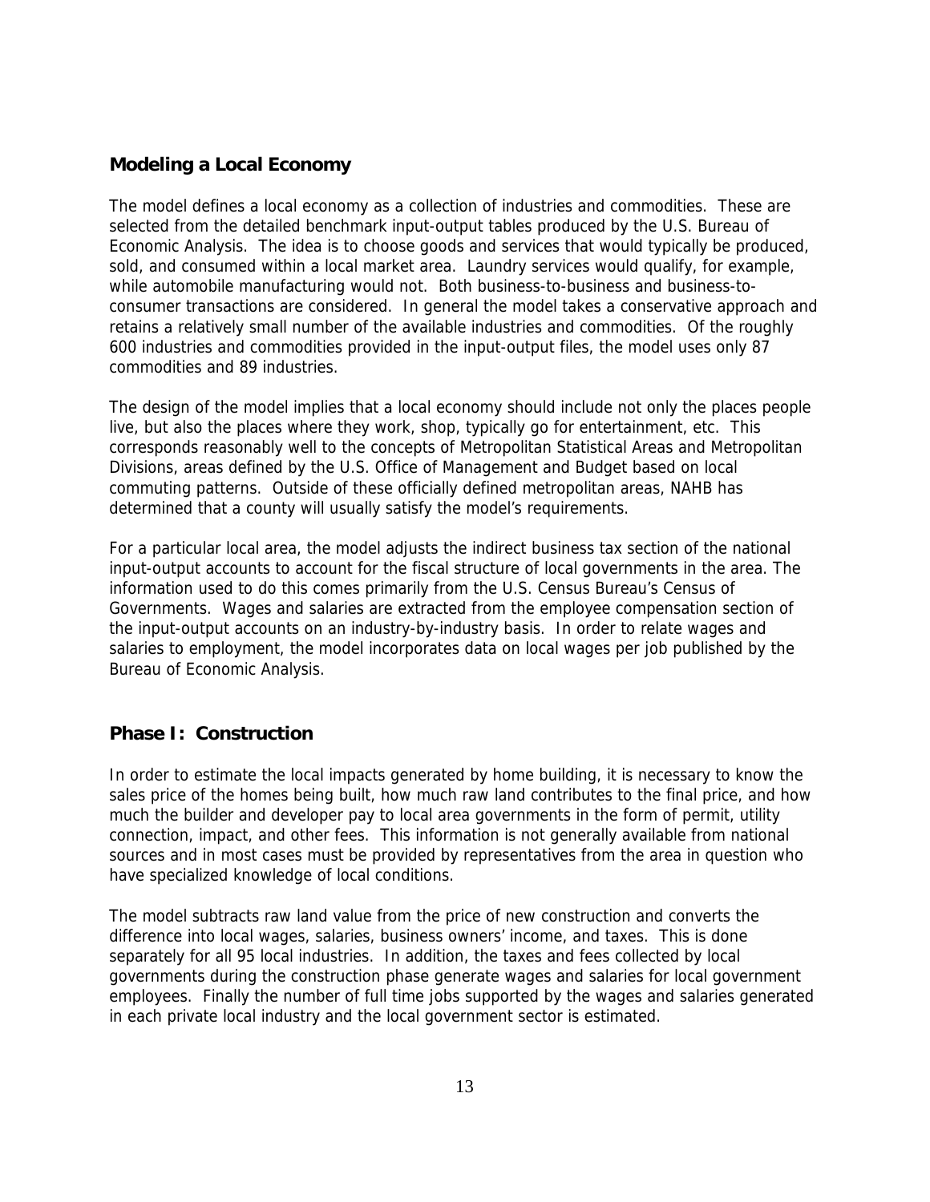## Modeling a Local Economy

The model defines a local economy as a collection of industries and commodities. These are selected from the detailed benchmark input-output tables produced by the U.S. Bureau of Economic Analysis. The idea is to choose goods and services that would typically be produced, sold, and consumed within a local market area. Laundry services would qualify, for example, while automobile manufacturing would not. Both business-to-business and business-to-consumer transactions are considered. In general the model takes a conservative approach and retains a relatively small number of the available industries and commodities. Of the roughly 600 industries and commodities provided in the input-output files, the model uses only 87 commodities and 89 industries.

The design of the model implies that a local economy should include not only the places people live, but also the places where they work, shop, typically go for entertainment, etc. This corresponds reasonably well to the concepts of Metropolitan Statistical Areas and Metropolitan Divisions, areas defined by the U.S. Office of Management and Budget based on local commuting patterns. Outside of these officially defined metropolitan areas, NAHB has determined that a county will usually satisfy the model's requirements.

For a particular local area, the model adjusts the indirect business tax section of the national input-output accounts to account for the fiscal structure of local governments in the area. The information used to do this comes primarily from the U.S. Census Bureau's Census of Governments. Wages and salaries are extracted from the employee compensation section of the input-output accounts on an industry-by-industry basis. In order to relate wages and salaries to employment, the model incorporates data on local wages per job published by the Bureau of Economic Analysis.

## Phase I: Construction

In order to estimate the local impacts generated by home building, it is necessary to know the sales price of the homes being built, how much raw land contributes to the final price, and how much the builder and developer pay to local area governments in the form of permit, utility connection, impact, and other fees. This information is not generally available from national sources and in most cases must be provided by representatives from the area in question who have specialized knowledge of local conditions.

The model subtracts raw land value from the price of new construction and converts the difference into local wages, salaries, business owners' income, and taxes. This is done separately for all 95 local industries. In addition, the taxes and fees collected by local governments during the construction phase generate wages and salaries for local government employees. Finally the number of full time jobs supported by the wages and salaries generated in each private local industry and the local government sector is estimated.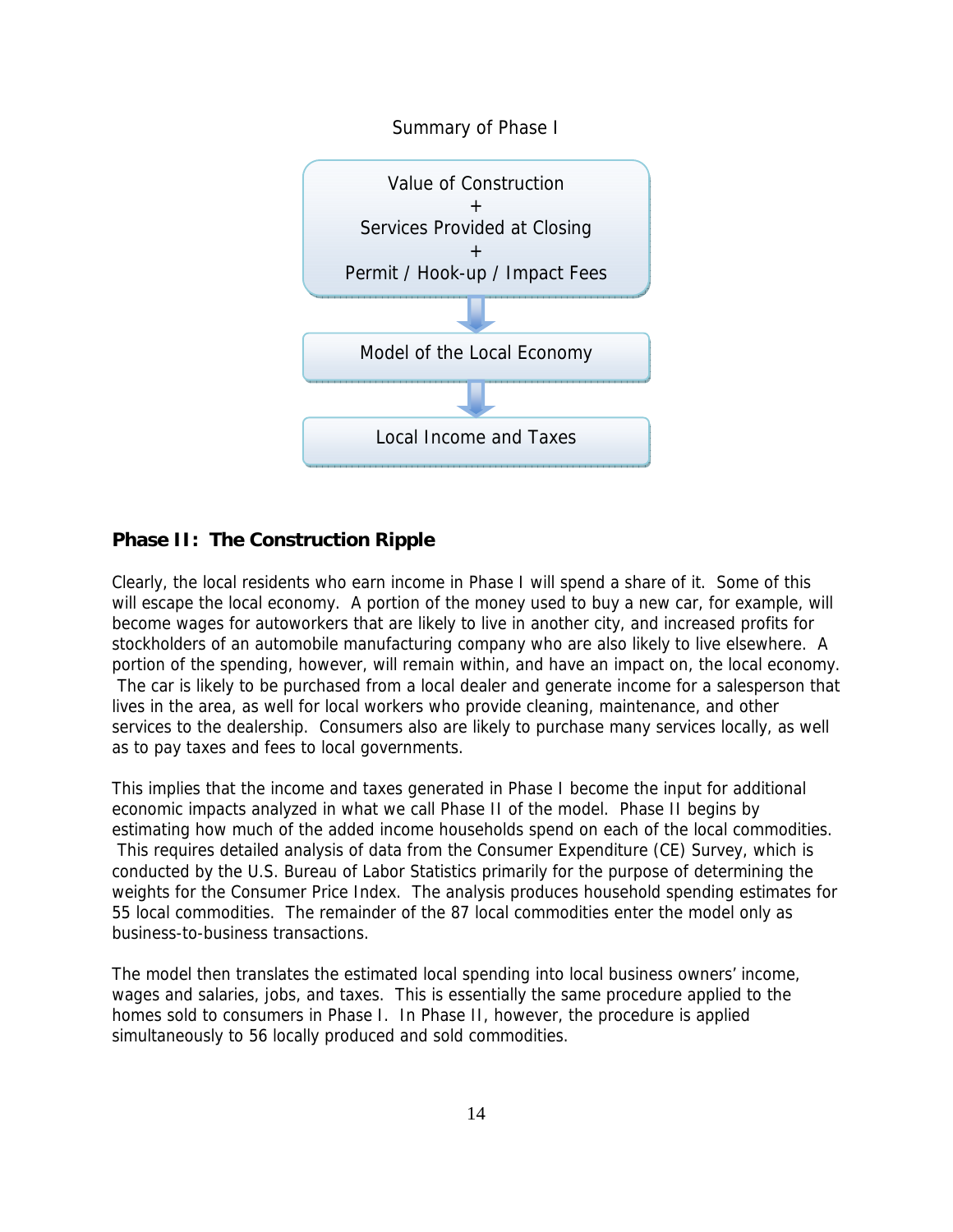Summary of Phase I

Value of Construction
+
Services Provided at Closing
+
Permit / Hook-up / Impact Fees

↓

Model of the Local Economy

↓

Local Income and Taxes

## Phase II: The Construction Ripple

Clearly, the local residents who earn income in Phase I will spend a share of it. Some of this will escape the local economy. A portion of the money used to buy a new car, for example, will become wages for autoworkers that are likely to live in another city, and increased profits for stockholders of an automobile manufacturing company who are also likely to live elsewhere. A portion of the spending, however, will remain within, and have an impact on, the local economy. The car is likely to be purchased from a local dealer and generate income for a salesperson that lives in the area, as well for local workers who provide cleaning, maintenance, and other services to the dealership. Consumers also are likely to purchase many services locally, as well as to pay taxes and fees to local governments.

This implies that the income and taxes generated in Phase I become the input for additional economic impacts analyzed in what we call Phase II of the model. Phase II begins by estimating how much of the added income households spend on each of the local commodities. This requires detailed analysis of data from the Consumer Expenditure (CE) Survey, which is conducted by the U.S. Bureau of Labor Statistics primarily for the purpose of determining the weights for the Consumer Price Index. The analysis produces household spending estimates for 55 local commodities. The remainder of the 87 local commodities enter the model only as business-to-business transactions.

The model then translates the estimated local spending into local business owners' income, wages and salaries, jobs, and taxes. This is essentially the same procedure applied to the homes sold to consumers in Phase I. In Phase II, however, the procedure is applied simultaneously to 56 locally produced and sold commodities.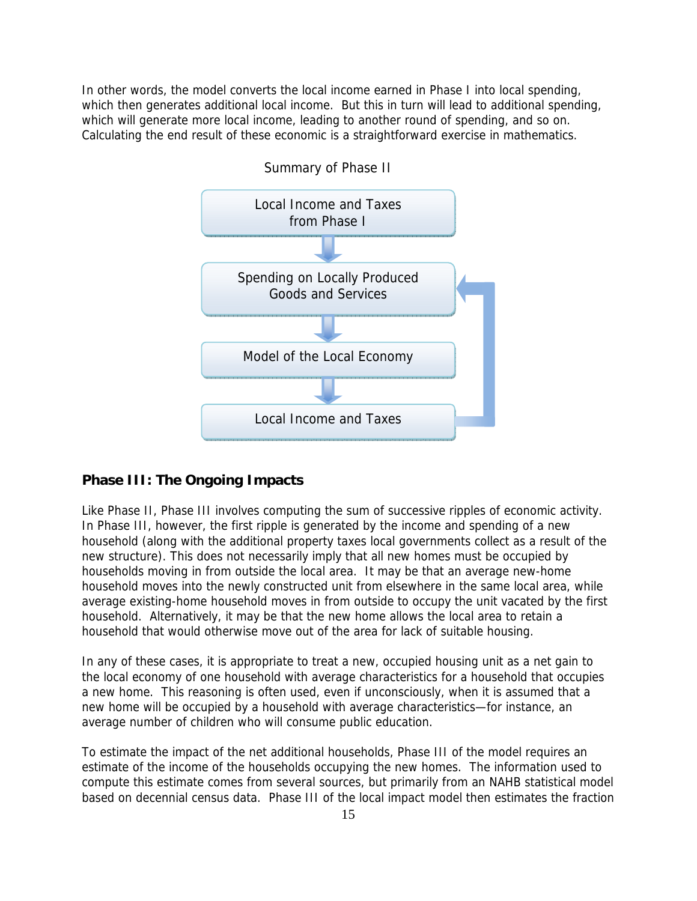In other words, the model converts the local income earned in Phase I into local spending, which then generates additional local income. But this in turn will lead to additional spending, which will generate more local income, leading to another round of spending, and so on. Calculating the end result of these economic is a straightforward exercise in mathematics.

Summary of Phase II

Local Income and Taxes from Phase I

↓

Spending on Locally Produced Goods and Services

↓

Model of the Local Economy

↓

Local Income and Taxes

(feeds back to Spending on Locally Produced Goods and Services)

## Phase III: The Ongoing Impacts

Like Phase II, Phase III involves computing the sum of successive ripples of economic activity. In Phase III, however, the first ripple is generated by the income and spending of a new household (along with the additional property taxes local governments collect as a result of the new structure). This does not necessarily imply that all new homes must be occupied by households moving in from outside the local area. It may be that an average new-home household moves into the newly constructed unit from elsewhere in the same local area, while average existing-home household moves in from outside to occupy the unit vacated by the first household. Alternatively, it may be that the new home allows the local area to retain a household that would otherwise move out of the area for lack of suitable housing.

In any of these cases, it is appropriate to treat a new, occupied housing unit as a net gain to the local economy of one household with average characteristics for a household that occupies a new home. This reasoning is often used, even if unconsciously, when it is assumed that a new home will be occupied by a household with average characteristics—for instance, an average number of children who will consume public education.

To estimate the impact of the net additional households, Phase III of the model requires an estimate of the income of the households occupying the new homes. The information used to compute this estimate comes from several sources, but primarily from an NAHB statistical model based on decennial census data. Phase III of the local impact model then estimates the fraction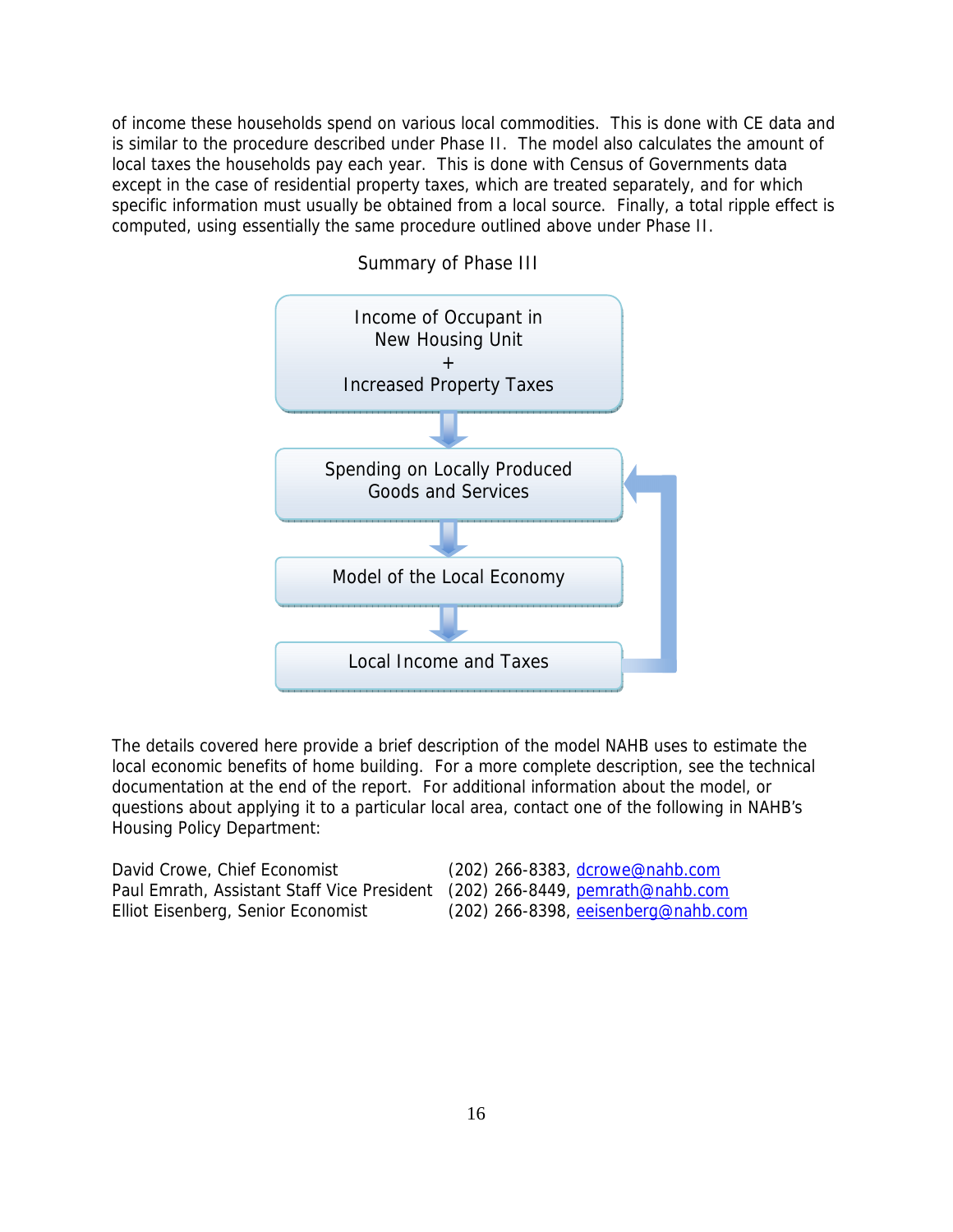of income these households spend on various local commodities. This is done with CE data and is similar to the procedure described under Phase II. The model also calculates the amount of local taxes the households pay each year. This is done with Census of Governments data except in the case of residential property taxes, which are treated separately, and for which specific information must usually be obtained from a local source. Finally, a total ripple effect is computed, using essentially the same procedure outlined above under Phase II.

Summary of Phase III

Income of Occupant in New Housing Unit + Increased Property Taxes

↓

Spending on Locally Produced Goods and Services

↓

Model of the Local Economy

↓

Local Income and Taxes

(Local Income and Taxes feeds back to Spending on Locally Produced Goods and Services)

The details covered here provide a brief description of the model NAHB uses to estimate the local economic benefits of home building. For a more complete description, see the technical documentation at the end of the report. For additional information about the model, or questions about applying it to a particular local area, contact one of the following in NAHB's Housing Policy Department:

David Crowe, Chief Economist — (202) 266-8383, dcrowe@nahb.com
Paul Emrath, Assistant Staff Vice President — (202) 266-8449, pemrath@nahb.com
Elliot Eisenberg, Senior Economist — (202) 266-8398, eeisenberg@nahb.com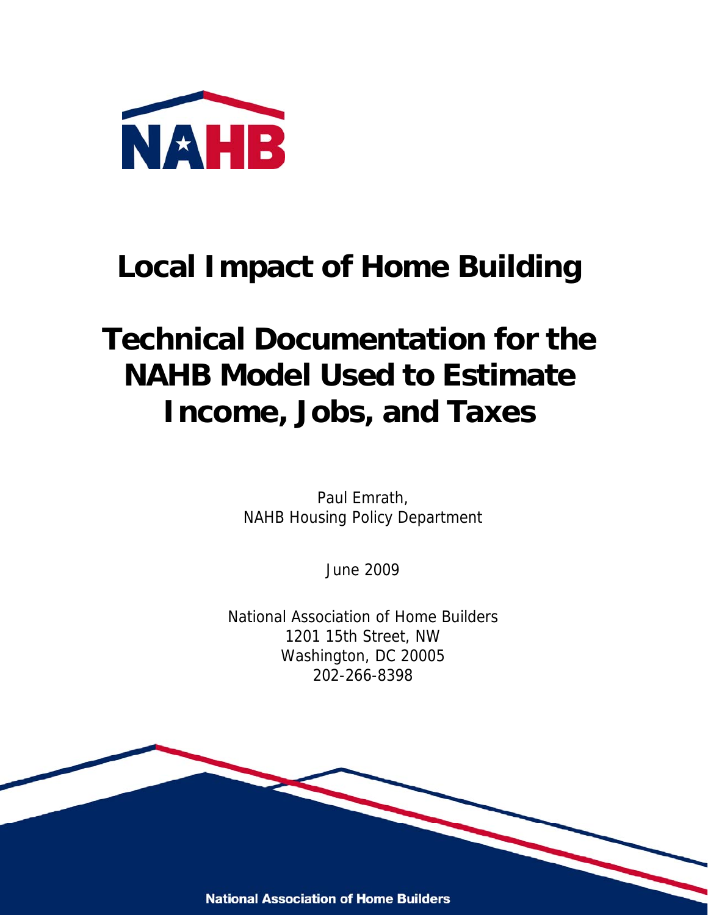# Local Impact of Home Building

# Technical Documentation for the NAHB Model Used to Estimate Income, Jobs, and Taxes

Paul Emrath,
NAHB Housing Policy Department

June 2009

National Association of Home Builders
1201 15th Street, NW
Washington, DC 20005
202-266-8398

**National Association of Home Builders**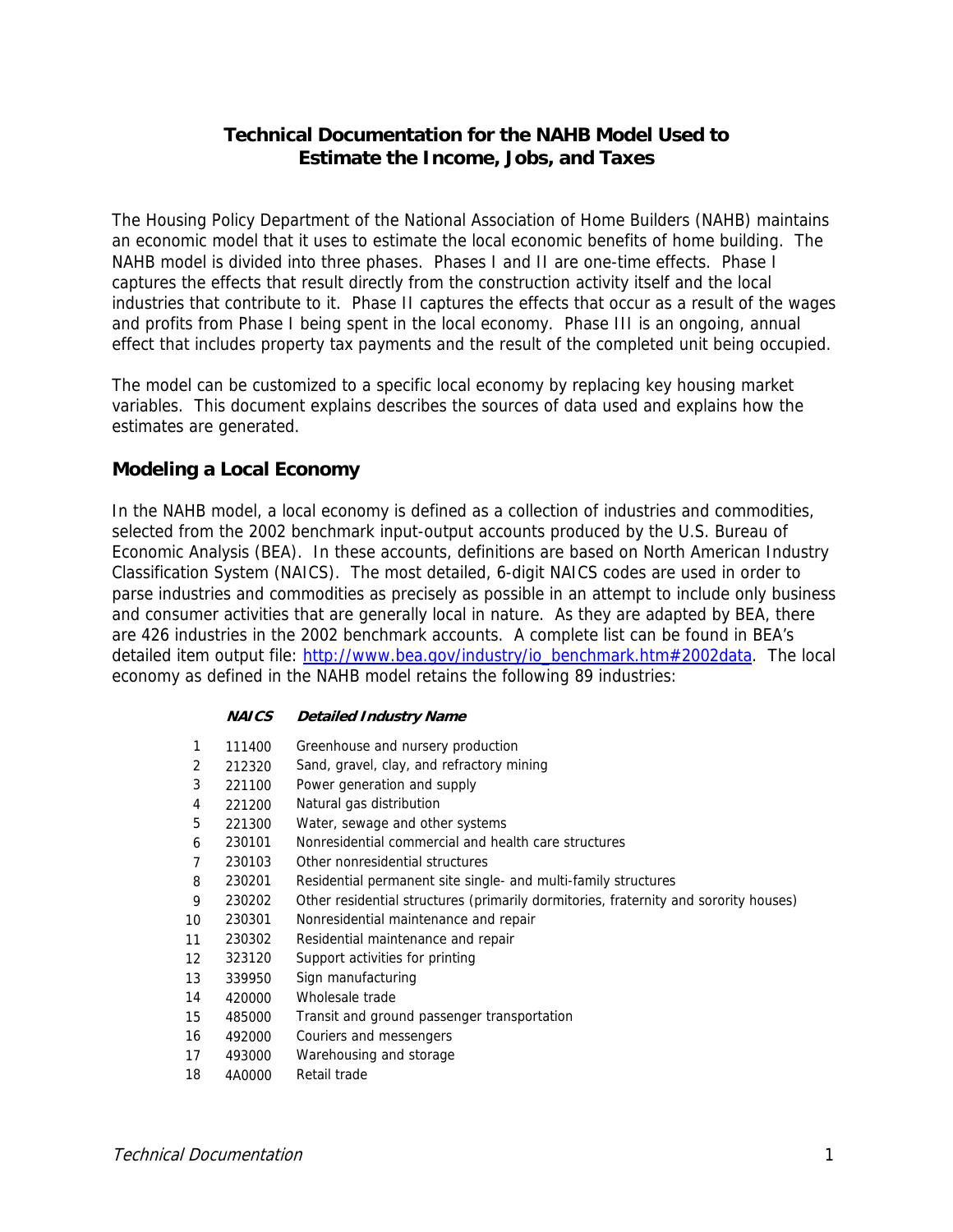## Technical Documentation for the NAHB Model Used to Estimate the Income, Jobs, and Taxes

The Housing Policy Department of the National Association of Home Builders (NAHB) maintains an economic model that it uses to estimate the local economic benefits of home building. The NAHB model is divided into three phases. Phases I and II are one-time effects. Phase I captures the effects that result directly from the construction activity itself and the local industries that contribute to it. Phase II captures the effects that occur as a result of the wages and profits from Phase I being spent in the local economy. Phase III is an ongoing, annual effect that includes property tax payments and the result of the completed unit being occupied.

The model can be customized to a specific local economy by replacing key housing market variables. This document explains describes the sources of data used and explains how the estimates are generated.

### Modeling a Local Economy

In the NAHB model, a local economy is defined as a collection of industries and commodities, selected from the 2002 benchmark input-output accounts produced by the U.S. Bureau of Economic Analysis (BEA). In these accounts, definitions are based on North American Industry Classification System (NAICS). The most detailed, 6-digit NAICS codes are used in order to parse industries and commodities as precisely as possible in an attempt to include only business and consumer activities that are generally local in nature. As they are adapted by BEA, there are 426 industries in the 2002 benchmark accounts. A complete list can be found in BEA's detailed item output file: http://www.bea.gov/industry/io_benchmark.htm#2002data. The local economy as defined in the NAHB model retains the following 89 industries:

| | ***NAICS*** | ***Detailed Industry Name*** |
|---|---|---|
| 1 | 111400 | Greenhouse and nursery production |
| 2 | 212320 | Sand, gravel, clay, and refractory mining |
| 3 | 221100 | Power generation and supply |
| 4 | 221200 | Natural gas distribution |
| 5 | 221300 | Water, sewage and other systems |
| 6 | 230101 | Nonresidential commercial and health care structures |
| 7 | 230103 | Other nonresidential structures |
| 8 | 230201 | Residential permanent site single- and multi-family structures |
| 9 | 230202 | Other residential structures (primarily dormitories, fraternity and sorority houses) |
| 10 | 230301 | Nonresidential maintenance and repair |
| 11 | 230302 | Residential maintenance and repair |
| 12 | 323120 | Support activities for printing |
| 13 | 339950 | Sign manufacturing |
| 14 | 420000 | Wholesale trade |
| 15 | 485000 | Transit and ground passenger transportation |
| 16 | 492000 | Couriers and messengers |
| 17 | 493000 | Warehousing and storage |
| 18 | 4A0000 | Retail trade |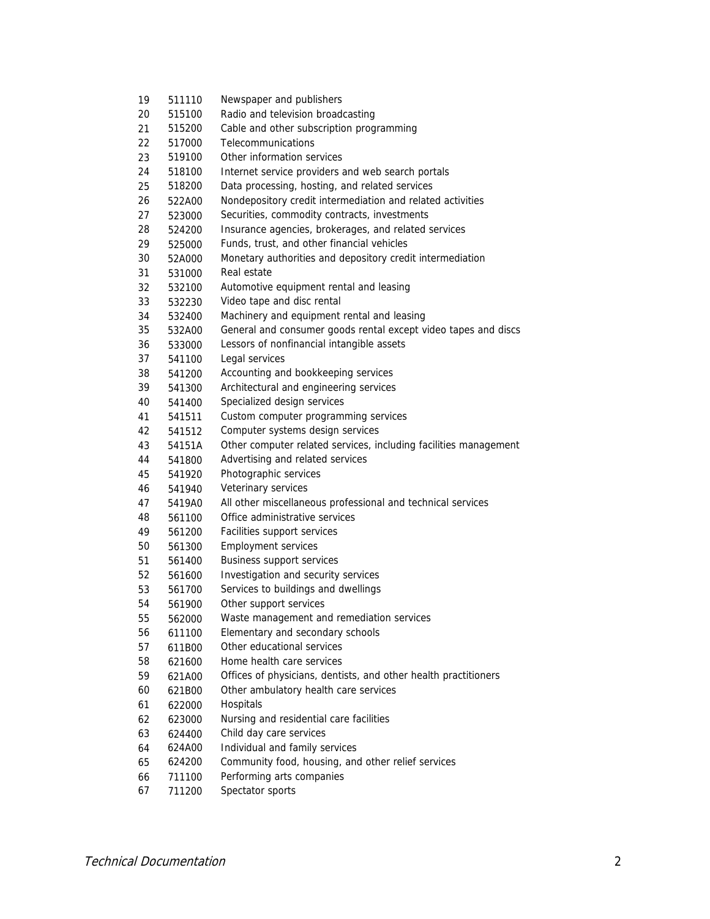| | | |
|---|---|---|
| 19 | 511110 | Newspaper and publishers |
| 20 | 515100 | Radio and television broadcasting |
| 21 | 515200 | Cable and other subscription programming |
| 22 | 517000 | Telecommunications |
| 23 | 519100 | Other information services |
| 24 | 518100 | Internet service providers and web search portals |
| 25 | 518200 | Data processing, hosting, and related services |
| 26 | 522A00 | Nondepository credit intermediation and related activities |
| 27 | 523000 | Securities, commodity contracts, investments |
| 28 | 524200 | Insurance agencies, brokerages, and related services |
| 29 | 525000 | Funds, trust, and other financial vehicles |
| 30 | 52A000 | Monetary authorities and depository credit intermediation |
| 31 | 531000 | Real estate |
| 32 | 532100 | Automotive equipment rental and leasing |
| 33 | 532230 | Video tape and disc rental |
| 34 | 532400 | Machinery and equipment rental and leasing |
| 35 | 532A00 | General and consumer goods rental except video tapes and discs |
| 36 | 533000 | Lessors of nonfinancial intangible assets |
| 37 | 541100 | Legal services |
| 38 | 541200 | Accounting and bookkeeping services |
| 39 | 541300 | Architectural and engineering services |
| 40 | 541400 | Specialized design services |
| 41 | 541511 | Custom computer programming services |
| 42 | 541512 | Computer systems design services |
| 43 | 54151A | Other computer related services, including facilities management |
| 44 | 541800 | Advertising and related services |
| 45 | 541920 | Photographic services |
| 46 | 541940 | Veterinary services |
| 47 | 5419A0 | All other miscellaneous professional and technical services |
| 48 | 561100 | Office administrative services |
| 49 | 561200 | Facilities support services |
| 50 | 561300 | Employment services |
| 51 | 561400 | Business support services |
| 52 | 561600 | Investigation and security services |
| 53 | 561700 | Services to buildings and dwellings |
| 54 | 561900 | Other support services |
| 55 | 562000 | Waste management and remediation services |
| 56 | 611100 | Elementary and secondary schools |
| 57 | 611B00 | Other educational services |
| 58 | 621600 | Home health care services |
| 59 | 621A00 | Offices of physicians, dentists, and other health practitioners |
| 60 | 621B00 | Other ambulatory health care services |
| 61 | 622000 | Hospitals |
| 62 | 623000 | Nursing and residential care facilities |
| 63 | 624400 | Child day care services |
| 64 | 624A00 | Individual and family services |
| 65 | 624200 | Community food, housing, and other relief services |
| 66 | 711100 | Performing arts companies |
| 67 | 711200 | Spectator sports |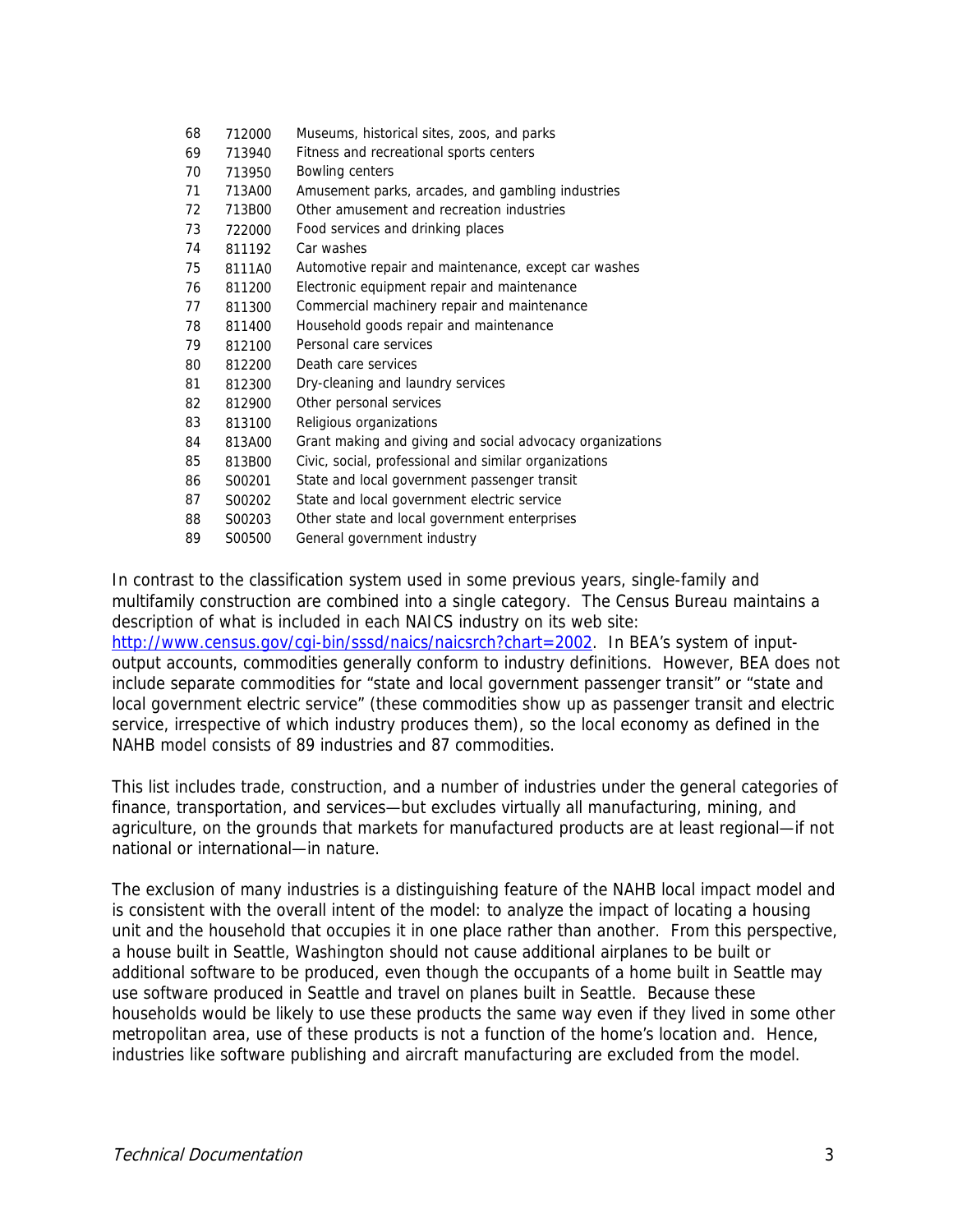| | | |
|---|---|---|
| 68 | 712000 | Museums, historical sites, zoos, and parks |
| 69 | 713940 | Fitness and recreational sports centers |
| 70 | 713950 | Bowling centers |
| 71 | 713A00 | Amusement parks, arcades, and gambling industries |
| 72 | 713B00 | Other amusement and recreation industries |
| 73 | 722000 | Food services and drinking places |
| 74 | 811192 | Car washes |
| 75 | 8111A0 | Automotive repair and maintenance, except car washes |
| 76 | 811200 | Electronic equipment repair and maintenance |
| 77 | 811300 | Commercial machinery repair and maintenance |
| 78 | 811400 | Household goods repair and maintenance |
| 79 | 812100 | Personal care services |
| 80 | 812200 | Death care services |
| 81 | 812300 | Dry-cleaning and laundry services |
| 82 | 812900 | Other personal services |
| 83 | 813100 | Religious organizations |
| 84 | 813A00 | Grant making and giving and social advocacy organizations |
| 85 | 813B00 | Civic, social, professional and similar organizations |
| 86 | S00201 | State and local government passenger transit |
| 87 | S00202 | State and local government electric service |
| 88 | S00203 | Other state and local government enterprises |
| 89 | S00500 | General government industry |

In contrast to the classification system used in some previous years, single-family and multifamily construction are combined into a single category. The Census Bureau maintains a description of what is included in each NAICS industry on its web site: http://www.census.gov/cgi-bin/sssd/naics/naicsrch?chart=2002. In BEA's system of input-output accounts, commodities generally conform to industry definitions. However, BEA does not include separate commodities for "state and local government passenger transit" or "state and local government electric service" (these commodities show up as passenger transit and electric service, irrespective of which industry produces them), so the local economy as defined in the NAHB model consists of 89 industries and 87 commodities.

This list includes trade, construction, and a number of industries under the general categories of finance, transportation, and services—but excludes virtually all manufacturing, mining, and agriculture, on the grounds that markets for manufactured products are at least regional—if not national or international—in nature.

The exclusion of many industries is a distinguishing feature of the NAHB local impact model and is consistent with the overall intent of the model: to analyze the impact of locating a housing unit and the household that occupies it in one place rather than another. From this perspective, a house built in Seattle, Washington should not cause additional airplanes to be built or additional software to be produced, even though the occupants of a home built in Seattle may use software produced in Seattle and travel on planes built in Seattle. Because these households would be likely to use these products the same way even if they lived in some other metropolitan area, use of these products is not a function of the home's location and. Hence, industries like software publishing and aircraft manufacturing are excluded from the model.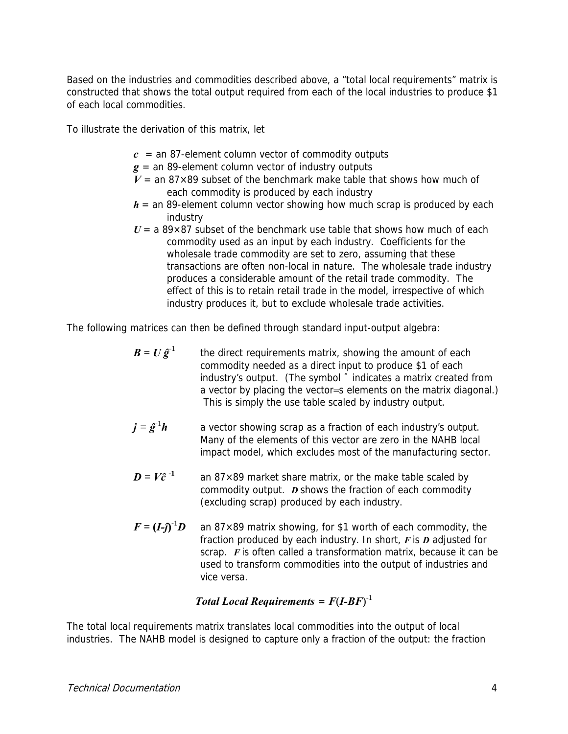Based on the industries and commodities described above, a "total local requirements" matrix is constructed that shows the total output required from each of the local industries to produce $1 of each local commodities.

To illustrate the derivation of this matrix, let

- $\boldsymbol{c}$ = an 87-element column vector of commodity outputs
- $\boldsymbol{g}$ = an 89-element column vector of industry outputs
- $\boldsymbol{V}$ = an 87×89 subset of the benchmark make table that shows how much of each commodity is produced by each industry
- $\boldsymbol{h}$ = an 89-element column vector showing how much scrap is produced by each industry
- $\boldsymbol{U}$ = a 89×87 subset of the benchmark use table that shows how much of each commodity used as an input by each industry. Coefficients for the wholesale trade commodity are set to zero, assuming that these transactions are often non-local in nature. The wholesale trade industry produces a considerable amount of the retail trade commodity. The effect of this is to retain retail trade in the model, irrespective of which industry produces it, but to exclude wholesale trade activities.

The following matrices can then be defined through standard input-output algebra:

$\boldsymbol{B} = \boldsymbol{U}\hat{\boldsymbol{g}}^{-1}$ — the direct requirements matrix, showing the amount of each commodity needed as a direct input to produce $1 of each industry's output. (The symbol ˆ indicates a matrix created from a vector by placing the vector=s elements on the matrix diagonal.) This is simply the use table scaled by industry output.

$\boldsymbol{j} = \hat{\boldsymbol{g}}^{-1}\boldsymbol{h}$ — a vector showing scrap as a fraction of each industry's output. Many of the elements of this vector are zero in the NAHB local impact model, which excludes most of the manufacturing sector.

$\boldsymbol{D} = \boldsymbol{V}\hat{\boldsymbol{c}}^{-1}$ — an 87×89 market share matrix, or the make table scaled by commodity output. $\boldsymbol{D}$ shows the fraction of each commodity (excluding scrap) produced by each industry.

$\boldsymbol{F} = (\boldsymbol{I}-\hat{\boldsymbol{j}})^{-1}\boldsymbol{D}$ — an 87×89 matrix showing, for $1 worth of each commodity, the fraction produced by each industry. In short, $\boldsymbol{F}$ is $\boldsymbol{D}$ adjusted for scrap. $\boldsymbol{F}$ is often called a transformation matrix, because it can be used to transform commodities into the output of industries and vice versa.

$$\textit{Total Local Requirements} = \boldsymbol{F}(\boldsymbol{I}-\boldsymbol{BF})^{-1}$$

The total local requirements matrix translates local commodities into the output of local industries. The NAHB model is designed to capture only a fraction of the output: the fraction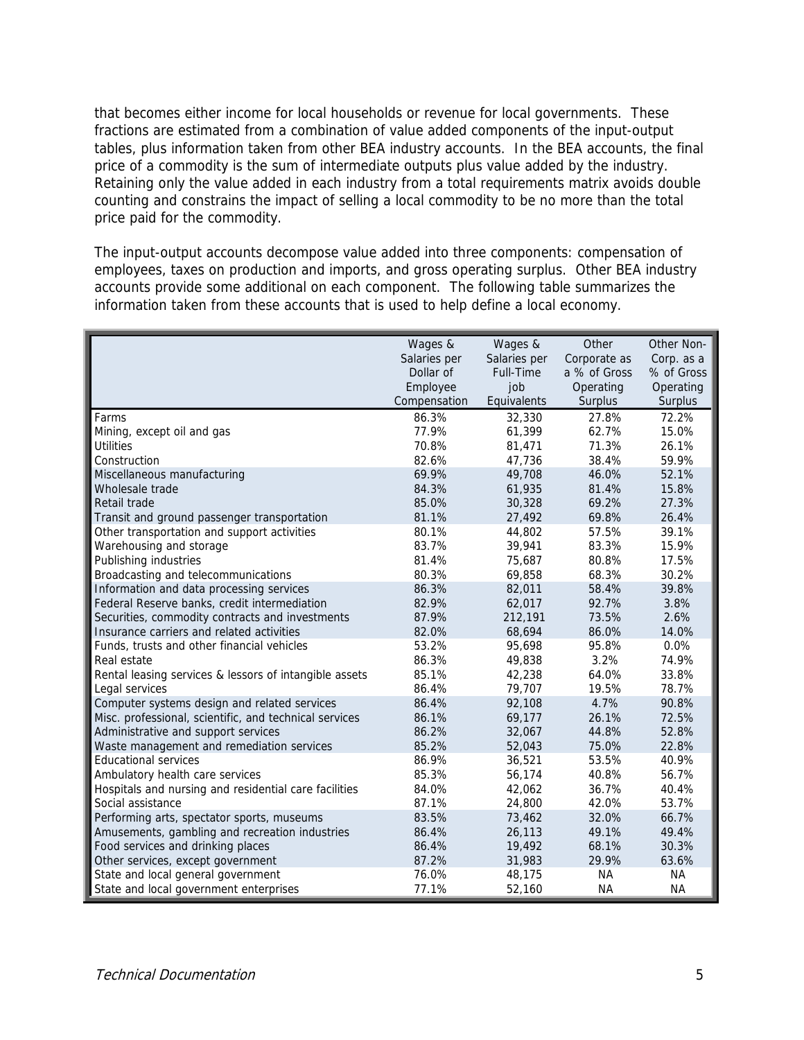that becomes either income for local households or revenue for local governments. These fractions are estimated from a combination of value added components of the input-output tables, plus information taken from other BEA industry accounts. In the BEA accounts, the final price of a commodity is the sum of intermediate outputs plus value added by the industry. Retaining only the value added in each industry from a total requirements matrix avoids double counting and constrains the impact of selling a local commodity to be no more than the total price paid for the commodity.

The input-output accounts decompose value added into three components: compensation of employees, taxes on production and imports, and gross operating surplus. Other BEA industry accounts provide some additional on each component. The following table summarizes the information taken from these accounts that is used to help define a local economy.

| | Wages & Salaries per Dollar of Employee Compensation | Wages & Salaries per Full-Time job Equivalents | Other Corporate as a % of Gross Operating Surplus | Other Non-Corp. as a % of Gross Operating Surplus |
|---|---|---|---|---|
| Farms | 86.3% | 32,330 | 27.8% | 72.2% |
| Mining, except oil and gas | 77.9% | 61,399 | 62.7% | 15.0% |
| Utilities | 70.8% | 81,471 | 71.3% | 26.1% |
| Construction | 82.6% | 47,736 | 38.4% | 59.9% |
| Miscellaneous manufacturing | 69.9% | 49,708 | 46.0% | 52.1% |
| Wholesale trade | 84.3% | 61,935 | 81.4% | 15.8% |
| Retail trade | 85.0% | 30,328 | 69.2% | 27.3% |
| Transit and ground passenger transportation | 81.1% | 27,492 | 69.8% | 26.4% |
| Other transportation and support activities | 80.1% | 44,802 | 57.5% | 39.1% |
| Warehousing and storage | 83.7% | 39,941 | 83.3% | 15.9% |
| Publishing industries | 81.4% | 75,687 | 80.8% | 17.5% |
| Broadcasting and telecommunications | 80.3% | 69,858 | 68.3% | 30.2% |
| Information and data processing services | 86.3% | 82,011 | 58.4% | 39.8% |
| Federal Reserve banks, credit intermediation | 82.9% | 62,017 | 92.7% | 3.8% |
| Securities, commodity contracts and investments | 87.9% | 212,191 | 73.5% | 2.6% |
| Insurance carriers and related activities | 82.0% | 68,694 | 86.0% | 14.0% |
| Funds, trusts and other financial vehicles | 53.2% | 95,698 | 95.8% | 0.0% |
| Real estate | 86.3% | 49,838 | 3.2% | 74.9% |
| Rental leasing services & lessors of intangible assets | 85.1% | 42,238 | 64.0% | 33.8% |
| Legal services | 86.4% | 79,707 | 19.5% | 78.7% |
| Computer systems design and related services | 86.4% | 92,108 | 4.7% | 90.8% |
| Misc. professional, scientific, and technical services | 86.1% | 69,177 | 26.1% | 72.5% |
| Administrative and support services | 86.2% | 32,067 | 44.8% | 52.8% |
| Waste management and remediation services | 85.2% | 52,043 | 75.0% | 22.8% |
| Educational services | 86.9% | 36,521 | 53.5% | 40.9% |
| Ambulatory health care services | 85.3% | 56,174 | 40.8% | 56.7% |
| Hospitals and nursing and residential care facilities | 84.0% | 42,062 | 36.7% | 40.4% |
| Social assistance | 87.1% | 24,800 | 42.0% | 53.7% |
| Performing arts, spectator sports, museums | 83.5% | 73,462 | 32.0% | 66.7% |
| Amusements, gambling and recreation industries | 86.4% | 26,113 | 49.1% | 49.4% |
| Food services and drinking places | 86.4% | 19,492 | 68.1% | 30.3% |
| Other services, except government | 87.2% | 31,983 | 29.9% | 63.6% |
| State and local general government | 76.0% | 48,175 | NA | NA |
| State and local government enterprises | 77.1% | 52,160 | NA | NA |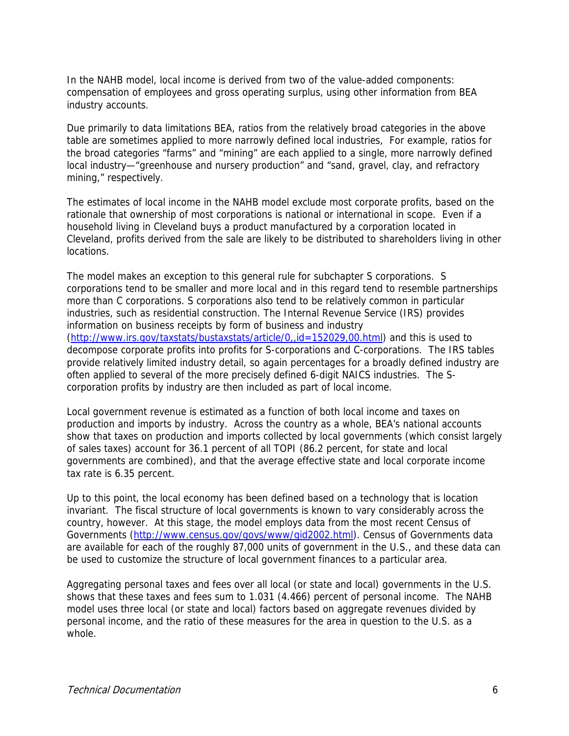In the NAHB model, local income is derived from two of the value-added components: compensation of employees and gross operating surplus, using other information from BEA industry accounts.

Due primarily to data limitations BEA, ratios from the relatively broad categories in the above table are sometimes applied to more narrowly defined local industries, For example, ratios for the broad categories "farms" and "mining" are each applied to a single, more narrowly defined local industry—"greenhouse and nursery production" and "sand, gravel, clay, and refractory mining," respectively.

The estimates of local income in the NAHB model exclude most corporate profits, based on the rationale that ownership of most corporations is national or international in scope. Even if a household living in Cleveland buys a product manufactured by a corporation located in Cleveland, profits derived from the sale are likely to be distributed to shareholders living in other locations.

The model makes an exception to this general rule for subchapter S corporations. S corporations tend to be smaller and more local and in this regard tend to resemble partnerships more than C corporations. S corporations also tend to be relatively common in particular industries, such as residential construction. The Internal Revenue Service (IRS) provides information on business receipts by form of business and industry (http://www.irs.gov/taxstats/bustaxstats/article/0,,id=152029,00.html) and this is used to decompose corporate profits into profits for S-corporations and C-corporations. The IRS tables provide relatively limited industry detail, so again percentages for a broadly defined industry are often applied to several of the more precisely defined 6-digit NAICS industries. The S-corporation profits by industry are then included as part of local income.

Local government revenue is estimated as a function of both local income and taxes on production and imports by industry. Across the country as a whole, BEA's national accounts show that taxes on production and imports collected by local governments (which consist largely of sales taxes) account for 36.1 percent of all TOPI (86.2 percent, for state and local governments are combined), and that the average effective state and local corporate income tax rate is 6.35 percent.

Up to this point, the local economy has been defined based on a technology that is location invariant. The fiscal structure of local governments is known to vary considerably across the country, however. At this stage, the model employs data from the most recent Census of Governments (http://www.census.gov/govs/www/gid2002.html). Census of Governments data are available for each of the roughly 87,000 units of government in the U.S., and these data can be used to customize the structure of local government finances to a particular area.

Aggregating personal taxes and fees over all local (or state and local) governments in the U.S. shows that these taxes and fees sum to 1.031 (4.466) percent of personal income. The NAHB model uses three local (or state and local) factors based on aggregate revenues divided by personal income, and the ratio of these measures for the area in question to the U.S. as a whole.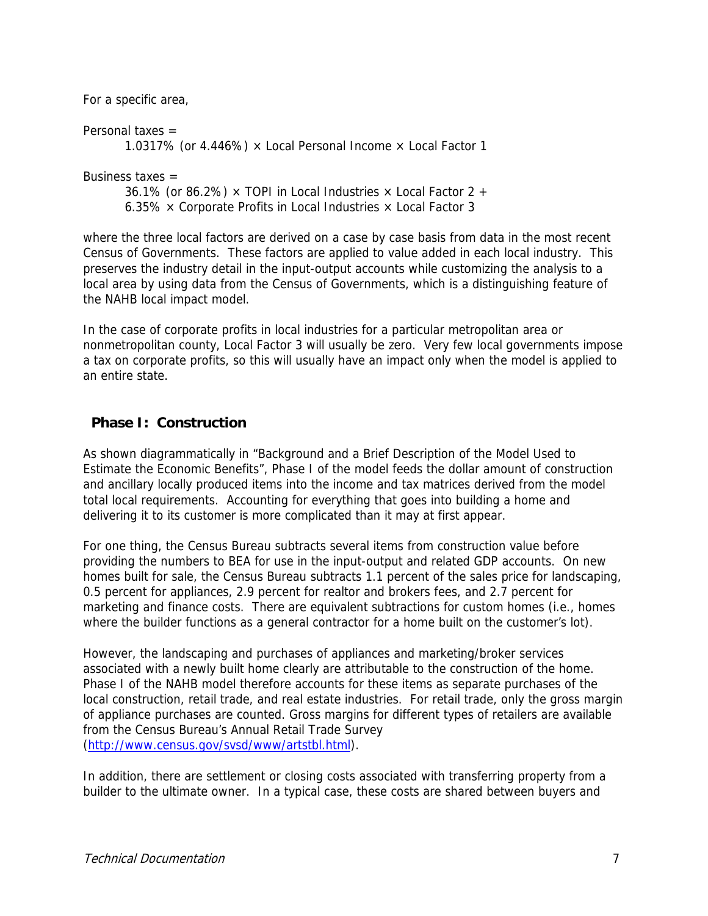For a specific area,

Personal taxes =
    1.0317% (or 4.446%) × Local Personal Income × Local Factor 1

Business taxes =
    36.1% (or 86.2%) × TOPI in Local Industries × Local Factor 2 +
    6.35% × Corporate Profits in Local Industries × Local Factor 3

where the three local factors are derived on a case by case basis from data in the most recent Census of Governments. These factors are applied to value added in each local industry. This preserves the industry detail in the input-output accounts while customizing the analysis to a local area by using data from the Census of Governments, which is a distinguishing feature of the NAHB local impact model.

In the case of corporate profits in local industries for a particular metropolitan area or nonmetropolitan county, Local Factor 3 will usually be zero. Very few local governments impose a tax on corporate profits, so this will usually have an impact only when the model is applied to an entire state.

## Phase I: Construction

As shown diagrammatically in "Background and a Brief Description of the Model Used to Estimate the Economic Benefits", Phase I of the model feeds the dollar amount of construction and ancillary locally produced items into the income and tax matrices derived from the model total local requirements. Accounting for everything that goes into building a home and delivering it to its customer is more complicated than it may at first appear.

For one thing, the Census Bureau subtracts several items from construction value before providing the numbers to BEA for use in the input-output and related GDP accounts. On new homes built for sale, the Census Bureau subtracts 1.1 percent of the sales price for landscaping, 0.5 percent for appliances, 2.9 percent for realtor and brokers fees, and 2.7 percent for marketing and finance costs. There are equivalent subtractions for custom homes (i.e., homes where the builder functions as a general contractor for a home built on the customer's lot).

However, the landscaping and purchases of appliances and marketing/broker services associated with a newly built home clearly are attributable to the construction of the home. Phase I of the NAHB model therefore accounts for these items as separate purchases of the local construction, retail trade, and real estate industries. For retail trade, only the gross margin of appliance purchases are counted. Gross margins for different types of retailers are available from the Census Bureau's Annual Retail Trade Survey (http://www.census.gov/svsd/www/artstbl.html).

In addition, there are settlement or closing costs associated with transferring property from a builder to the ultimate owner. In a typical case, these costs are shared between buyers and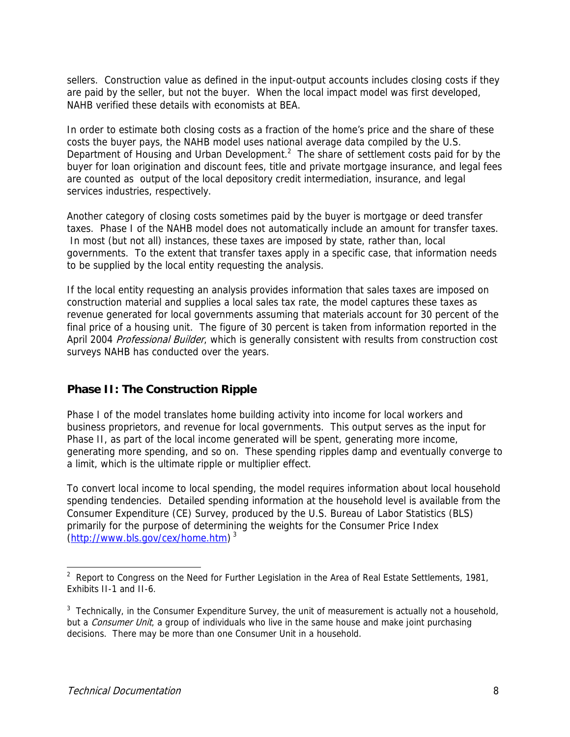sellers. Construction value as defined in the input-output accounts includes closing costs if they are paid by the seller, but not the buyer. When the local impact model was first developed, NAHB verified these details with economists at BEA.

In order to estimate both closing costs as a fraction of the home's price and the share of these costs the buyer pays, the NAHB model uses national average data compiled by the U.S. Department of Housing and Urban Development.[2] The share of settlement costs paid for by the buyer for loan origination and discount fees, title and private mortgage insurance, and legal fees are counted as output of the local depository credit intermediation, insurance, and legal services industries, respectively.

Another category of closing costs sometimes paid by the buyer is mortgage or deed transfer taxes. Phase I of the NAHB model does not automatically include an amount for transfer taxes. In most (but not all) instances, these taxes are imposed by state, rather than, local governments. To the extent that transfer taxes apply in a specific case, that information needs to be supplied by the local entity requesting the analysis.

If the local entity requesting an analysis provides information that sales taxes are imposed on construction material and supplies a local sales tax rate, the model captures these taxes as revenue generated for local governments assuming that materials account for 30 percent of the final price of a housing unit. The figure of 30 percent is taken from information reported in the April 2004 *Professional Builder*, which is generally consistent with results from construction cost surveys NAHB has conducted over the years.

## Phase II: The Construction Ripple

Phase I of the model translates home building activity into income for local workers and business proprietors, and revenue for local governments. This output serves as the input for Phase II, as part of the local income generated will be spent, generating more income, generating more spending, and so on. These spending ripples damp and eventually converge to a limit, which is the ultimate ripple or multiplier effect.

To convert local income to local spending, the model requires information about local household spending tendencies. Detailed spending information at the household level is available from the Consumer Expenditure (CE) Survey, produced by the U.S. Bureau of Labor Statistics (BLS) primarily for the purpose of determining the weights for the Consumer Price Index (http://www.bls.gov/cex/home.htm) [3]

---

[2] Report to Congress on the Need for Further Legislation in the Area of Real Estate Settlements, 1981, Exhibits II-1 and II-6.

[3] Technically, in the Consumer Expenditure Survey, the unit of measurement is actually not a household, but a *Consumer Unit*, a group of individuals who live in the same house and make joint purchasing decisions. There may be more than one Consumer Unit in a household.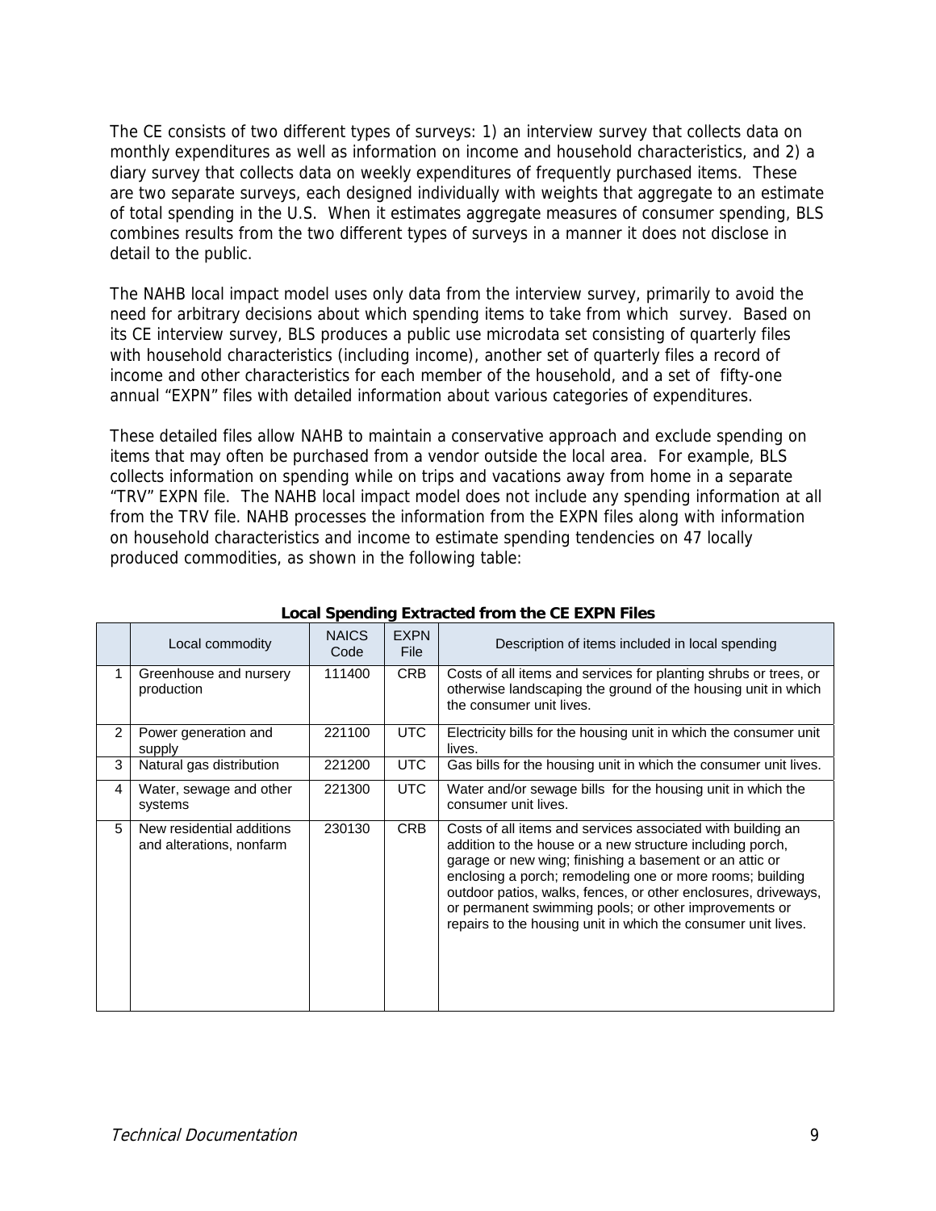The CE consists of two different types of surveys: 1) an interview survey that collects data on monthly expenditures as well as information on income and household characteristics, and 2) a diary survey that collects data on weekly expenditures of frequently purchased items. These are two separate surveys, each designed individually with weights that aggregate to an estimate of total spending in the U.S. When it estimates aggregate measures of consumer spending, BLS combines results from the two different types of surveys in a manner it does not disclose in detail to the public.

The NAHB local impact model uses only data from the interview survey, primarily to avoid the need for arbitrary decisions about which spending items to take from which survey. Based on its CE interview survey, BLS produces a public use microdata set consisting of quarterly files with household characteristics (including income), another set of quarterly files a record of income and other characteristics for each member of the household, and a set of fifty-one annual "EXPN" files with detailed information about various categories of expenditures.

These detailed files allow NAHB to maintain a conservative approach and exclude spending on items that may often be purchased from a vendor outside the local area. For example, BLS collects information on spending while on trips and vacations away from home in a separate "TRV" EXPN file. The NAHB local impact model does not include any spending information at all from the TRV file. NAHB processes the information from the EXPN files along with information on household characteristics and income to estimate spending tendencies on 47 locally produced commodities, as shown in the following table:

**Local Spending Extracted from the CE EXPN Files**

| | Local commodity | NAICS Code | EXPN File | Description of items included in local spending |
|---|---|---|---|---|
| 1 | Greenhouse and nursery production | 111400 | CRB | Costs of all items and services for planting shrubs or trees, or otherwise landscaping the ground of the housing unit in which the consumer unit lives. |
| 2 | Power generation and supply | 221100 | UTC | Electricity bills for the housing unit in which the consumer unit lives. |
| 3 | Natural gas distribution | 221200 | UTC | Gas bills for the housing unit in which the consumer unit lives. |
| 4 | Water, sewage and other systems | 221300 | UTC | Water and/or sewage bills for the housing unit in which the consumer unit lives. |
| 5 | New residential additions and alterations, nonfarm | 230130 | CRB | Costs of all items and services associated with building an addition to the house or a new structure including porch, garage or new wing; finishing a basement or an attic or enclosing a porch; remodeling one or more rooms; building outdoor patios, walks, fences, or other enclosures, driveways, or permanent swimming pools; or other improvements or repairs to the housing unit in which the consumer unit lives. |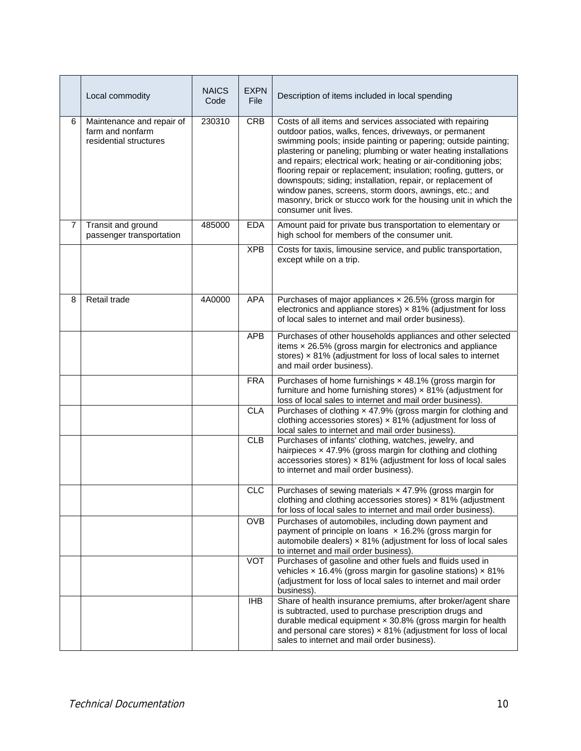| | Local commodity | NAICS Code | EXPN File | Description of items included in local spending |
|---|---|---|---|---|
| 6 | Maintenance and repair of farm and nonfarm residential structures | 230310 | CRB | Costs of all items and services associated with repairing outdoor patios, walks, fences, driveways, or permanent swimming pools; inside painting or papering; outside painting; plastering or paneling; plumbing or water heating installations and repairs; electrical work; heating or air-conditioning jobs; flooring repair or replacement; insulation; roofing, gutters, or downspouts; siding; installation, repair, or replacement of window panes, screens, storm doors, awnings, etc.; and masonry, brick or stucco work for the housing unit in which the consumer unit lives. |
| 7 | Transit and ground passenger transportation | 485000 | EDA | Amount paid for private bus transportation to elementary or high school for members of the consumer unit. |
| | | | XPB | Costs for taxis, limousine service, and public transportation, except while on a trip. |
| 8 | Retail trade | 4A0000 | APA | Purchases of major appliances × 26.5% (gross margin for electronics and appliance stores) × 81% (adjustment for loss of local sales to internet and mail order business). |
| | | | APB | Purchases of other households appliances and other selected items × 26.5% (gross margin for electronics and appliance stores) × 81% (adjustment for loss of local sales to internet and mail order business). |
| | | | FRA | Purchases of home furnishings × 48.1% (gross margin for furniture and home furnishing stores) × 81% (adjustment for loss of local sales to internet and mail order business). |
| | | | CLA | Purchases of clothing × 47.9% (gross margin for clothing and clothing accessories stores) × 81% (adjustment for loss of local sales to internet and mail order business). |
| | | | CLB | Purchases of infants' clothing, watches, jewelry, and hairpieces × 47.9% (gross margin for clothing and clothing accessories stores) × 81% (adjustment for loss of local sales to internet and mail order business). |
| | | | CLC | Purchases of sewing materials × 47.9% (gross margin for clothing and clothing accessories stores) × 81% (adjustment for loss of local sales to internet and mail order business). |
| | | | OVB | Purchases of automobiles, including down payment and payment of principle on loans × 16.2% (gross margin for automobile dealers) × 81% (adjustment for loss of local sales to internet and mail order business). |
| | | | VOT | Purchases of gasoline and other fuels and fluids used in vehicles × 16.4% (gross margin for gasoline stations) × 81% (adjustment for loss of local sales to internet and mail order business). |
| | | | IHB | Share of health insurance premiums, after broker/agent share is subtracted, used to purchase prescription drugs and durable medical equipment × 30.8% (gross margin for health and personal care stores) × 81% (adjustment for loss of local sales to internet and mail order business). |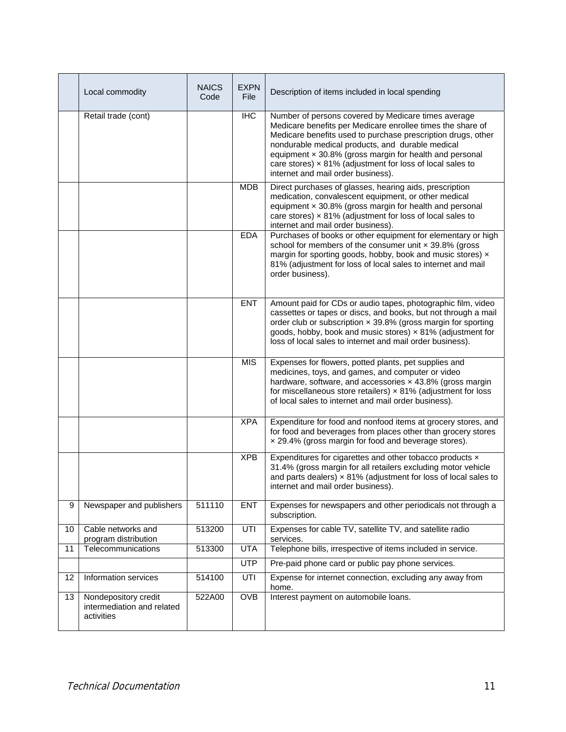| | Local commodity | NAICS Code | EXPN File | Description of items included in local spending |
|---|---|---|---|---|
| | Retail trade (cont) | | IHC | Number of persons covered by Medicare times average Medicare benefits per Medicare enrollee times the share of Medicare benefits used to purchase prescription drugs, other nondurable medical products, and durable medical equipment × 30.8% (gross margin for health and personal care stores) × 81% (adjustment for loss of local sales to internet and mail order business). |
| | | | MDB | Direct purchases of glasses, hearing aids, prescription medication, convalescent equipment, or other medical equipment × 30.8% (gross margin for health and personal care stores) × 81% (adjustment for loss of local sales to internet and mail order business). |
| | | | EDA | Purchases of books or other equipment for elementary or high school for members of the consumer unit × 39.8% (gross margin for sporting goods, hobby, book and music stores) × 81% (adjustment for loss of local sales to internet and mail order business). |
| | | | ENT | Amount paid for CDs or audio tapes, photographic film, video cassettes or tapes or discs, and books, but not through a mail order club or subscription × 39.8% (gross margin for sporting goods, hobby, book and music stores) × 81% (adjustment for loss of local sales to internet and mail order business). |
| | | | MIS | Expenses for flowers, potted plants, pet supplies and medicines, toys, and games, and computer or video hardware, software, and accessories × 43.8% (gross margin for miscellaneous store retailers) × 81% (adjustment for loss of local sales to internet and mail order business). |
| | | | XPA | Expenditure for food and nonfood items at grocery stores, and for food and beverages from places other than grocery stores × 29.4% (gross margin for food and beverage stores). |
| | | | XPB | Expenditures for cigarettes and other tobacco products × 31.4% (gross margin for all retailers excluding motor vehicle and parts dealers) × 81% (adjustment for loss of local sales to internet and mail order business). |
| 9 | Newspaper and publishers | 511110 | ENT | Expenses for newspapers and other periodicals not through a subscription. |
| 10 | Cable networks and program distribution | 513200 | UTI | Expenses for cable TV, satellite TV, and satellite radio services. |
| 11 | Telecommunications | 513300 | UTA | Telephone bills, irrespective of items included in service. |
| | | | UTP | Pre-paid phone card or public pay phone services. |
| 12 | Information services | 514100 | UTI | Expense for internet connection, excluding any away from home. |
| 13 | Nondepository credit intermediation and related activities | 522A00 | OVB | Interest payment on automobile loans. |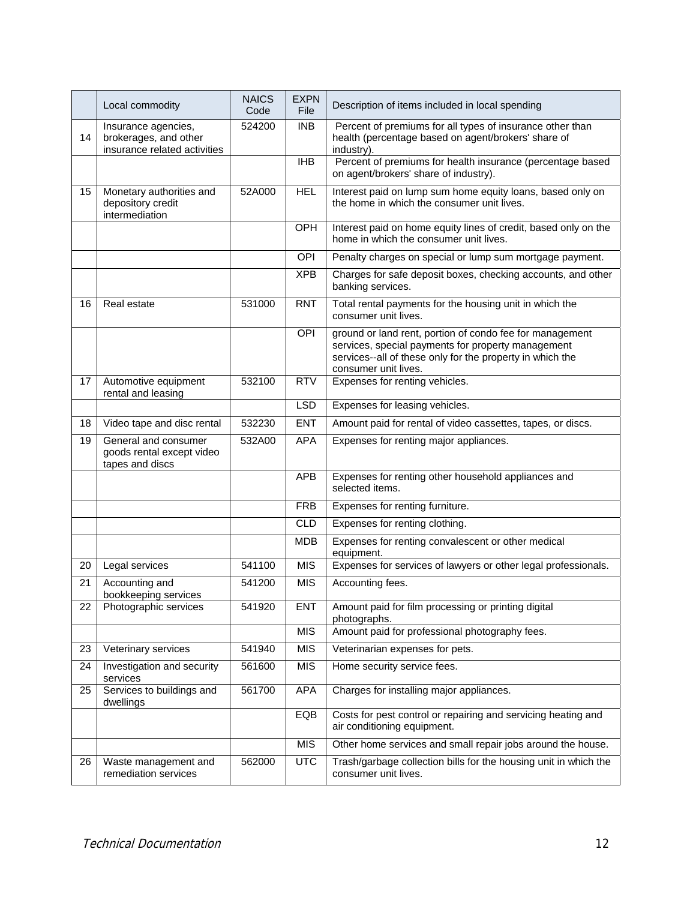|  | Local commodity | NAICS Code | EXPN File | Description of items included in local spending |
|---|---|---|---|---|
| 14 | Insurance agencies, brokerages, and other insurance related activities | 524200 | INB | Percent of premiums for all types of insurance other than health (percentage based on agent/brokers' share of industry). |
|  |  |  | IHB | Percent of premiums for health insurance (percentage based on agent/brokers' share of industry). |
| 15 | Monetary authorities and depository credit intermediation | 52A000 | HEL | Interest paid on lump sum home equity loans, based only on the home in which the consumer unit lives. |
|  |  |  | OPH | Interest paid on home equity lines of credit, based only on the home in which the consumer unit lives. |
|  |  |  | OPI | Penalty charges on special or lump sum mortgage payment. |
|  |  |  | XPB | Charges for safe deposit boxes, checking accounts, and other banking services. |
| 16 | Real estate | 531000 | RNT | Total rental payments for the housing unit in which the consumer unit lives. |
|  |  |  | OPI | ground or land rent, portion of condo fee for management services, special payments for property management services--all of these only for the property in which the consumer unit lives. |
| 17 | Automotive equipment rental and leasing | 532100 | RTV | Expenses for renting vehicles. |
|  |  |  | LSD | Expenses for leasing vehicles. |
| 18 | Video tape and disc rental | 532230 | ENT | Amount paid for rental of video cassettes, tapes, or discs. |
| 19 | General and consumer goods rental except video tapes and discs | 532A00 | APA | Expenses for renting major appliances. |
|  |  |  | APB | Expenses for renting other household appliances and selected items. |
|  |  |  | FRB | Expenses for renting furniture. |
|  |  |  | CLD | Expenses for renting clothing. |
|  |  |  | MDB | Expenses for renting convalescent or other medical equipment. |
| 20 | Legal services | 541100 | MIS | Expenses for services of lawyers or other legal professionals. |
| 21 | Accounting and bookkeeping services | 541200 | MIS | Accounting fees. |
| 22 | Photographic services | 541920 | ENT | Amount paid for film processing or printing digital photographs. |
|  |  |  | MIS | Amount paid for professional photography fees. |
| 23 | Veterinary services | 541940 | MIS | Veterinarian expenses for pets. |
| 24 | Investigation and security services | 561600 | MIS | Home security service fees. |
| 25 | Services to buildings and dwellings | 561700 | APA | Charges for installing major appliances. |
|  |  |  | EQB | Costs for pest control or repairing and servicing heating and air conditioning equipment. |
|  |  |  | MIS | Other home services and small repair jobs around the house. |
| 26 | Waste management and remediation services | 562000 | UTC | Trash/garbage collection bills for the housing unit in which the consumer unit lives. |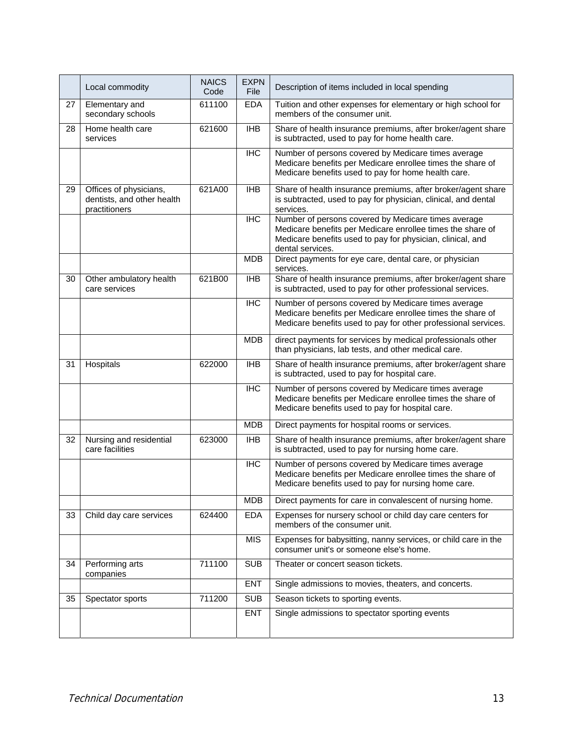| | Local commodity | NAICS Code | EXPN File | Description of items included in local spending |
|---|---|---|---|---|
| 27 | Elementary and secondary schools | 611100 | EDA | Tuition and other expenses for elementary or high school for members of the consumer unit. |
| 28 | Home health care services | 621600 | IHB | Share of health insurance premiums, after broker/agent share is subtracted, used to pay for home health care. |
| | | | IHC | Number of persons covered by Medicare times average Medicare benefits per Medicare enrollee times the share of Medicare benefits used to pay for home health care. |
| 29 | Offices of physicians, dentists, and other health practitioners | 621A00 | IHB | Share of health insurance premiums, after broker/agent share is subtracted, used to pay for physician, clinical, and dental services. |
| | | | IHC | Number of persons covered by Medicare times average Medicare benefits per Medicare enrollee times the share of Medicare benefits used to pay for physician, clinical, and dental services. |
| | | | MDB | Direct payments for eye care, dental care, or physician services. |
| 30 | Other ambulatory health care services | 621B00 | IHB | Share of health insurance premiums, after broker/agent share is subtracted, used to pay for other professional services. |
| | | | IHC | Number of persons covered by Medicare times average Medicare benefits per Medicare enrollee times the share of Medicare benefits used to pay for other professional services. |
| | | | MDB | direct payments for services by medical professionals other than physicians, lab tests, and other medical care. |
| 31 | Hospitals | 622000 | IHB | Share of health insurance premiums, after broker/agent share is subtracted, used to pay for hospital care. |
| | | | IHC | Number of persons covered by Medicare times average Medicare benefits per Medicare enrollee times the share of Medicare benefits used to pay for hospital care. |
| | | | MDB | Direct payments for hospital rooms or services. |
| 32 | Nursing and residential care facilities | 623000 | IHB | Share of health insurance premiums, after broker/agent share is subtracted, used to pay for nursing home care. |
| | | | IHC | Number of persons covered by Medicare times average Medicare benefits per Medicare enrollee times the share of Medicare benefits used to pay for nursing home care. |
| | | | MDB | Direct payments for care in convalescent of nursing home. |
| 33 | Child day care services | 624400 | EDA | Expenses for nursery school or child day care centers for members of the consumer unit. |
| | | | MIS | Expenses for babysitting, nanny services, or child care in the consumer unit's or someone else's home. |
| 34 | Performing arts companies | 711100 | SUB | Theater or concert season tickets. |
| | | | ENT | Single admissions to movies, theaters, and concerts. |
| 35 | Spectator sports | 711200 | SUB | Season tickets to sporting events. |
| | | | ENT | Single admissions to spectator sporting events |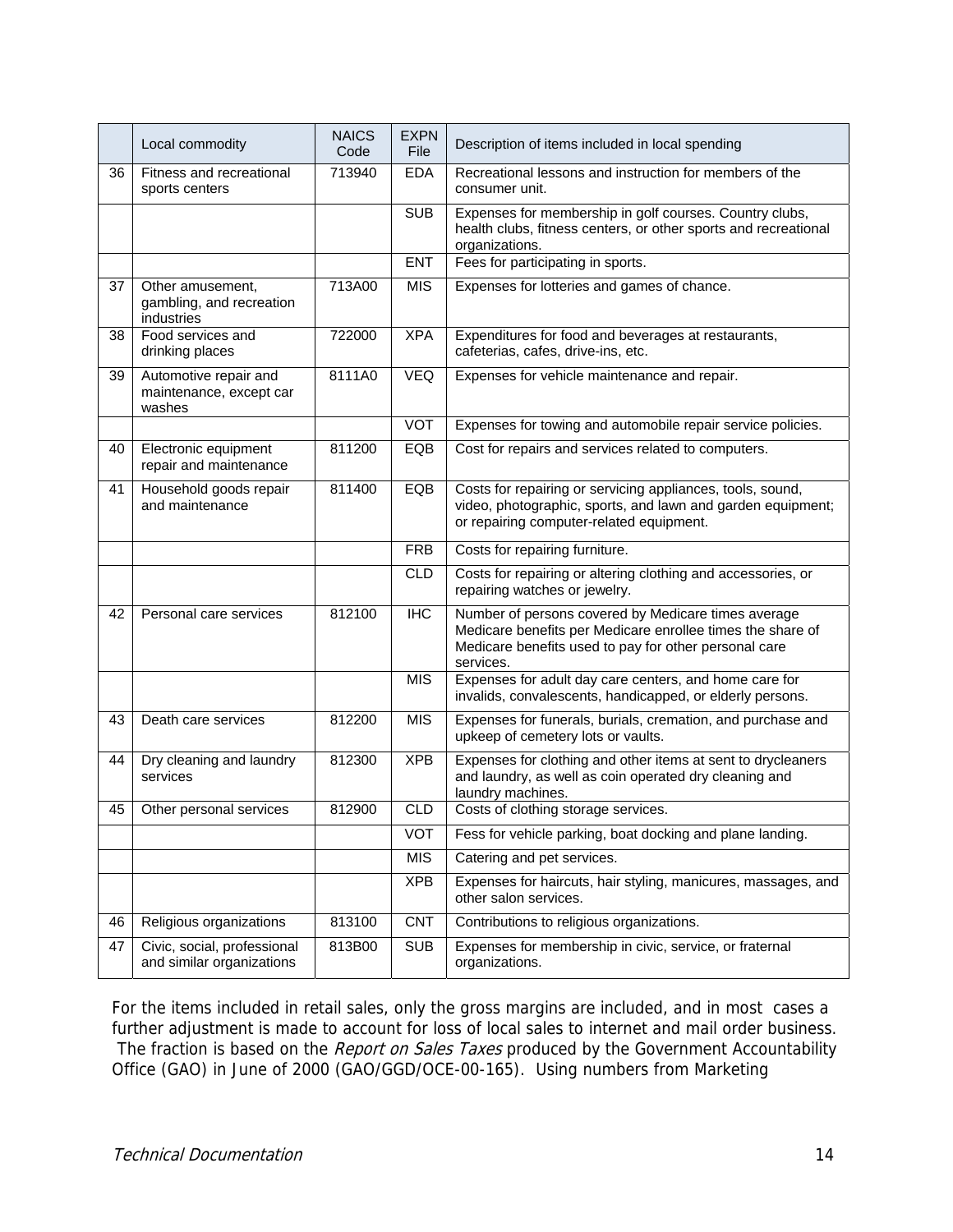| | Local commodity | NAICS Code | EXPN File | Description of items included in local spending |
|---|---|---|---|---|
| 36 | Fitness and recreational sports centers | 713940 | EDA | Recreational lessons and instruction for members of the consumer unit. |
| | | | SUB | Expenses for membership in golf courses. Country clubs, health clubs, fitness centers, or other sports and recreational organizations. |
| | | | ENT | Fees for participating in sports. |
| 37 | Other amusement, gambling, and recreation industries | 713A00 | MIS | Expenses for lotteries and games of chance. |
| 38 | Food services and drinking places | 722000 | XPA | Expenditures for food and beverages at restaurants, cafeterias, cafes, drive-ins, etc. |
| 39 | Automotive repair and maintenance, except car washes | 8111A0 | VEQ | Expenses for vehicle maintenance and repair. |
| | | | VOT | Expenses for towing and automobile repair service policies. |
| 40 | Electronic equipment repair and maintenance | 811200 | EQB | Cost for repairs and services related to computers. |
| 41 | Household goods repair and maintenance | 811400 | EQB | Costs for repairing or servicing appliances, tools, sound, video, photographic, sports, and lawn and garden equipment; or repairing computer-related equipment. |
| | | | FRB | Costs for repairing furniture. |
| | | | CLD | Costs for repairing or altering clothing and accessories, or repairing watches or jewelry. |
| 42 | Personal care services | 812100 | IHC | Number of persons covered by Medicare times average Medicare benefits per Medicare enrollee times the share of Medicare benefits used to pay for other personal care services. |
| | | | MIS | Expenses for adult day care centers, and home care for invalids, convalescents, handicapped, or elderly persons. |
| 43 | Death care services | 812200 | MIS | Expenses for funerals, burials, cremation, and purchase and upkeep of cemetery lots or vaults. |
| 44 | Dry cleaning and laundry services | 812300 | XPB | Expenses for clothing and other items at sent to drycleaners and laundry, as well as coin operated dry cleaning and laundry machines. |
| 45 | Other personal services | 812900 | CLD | Costs of clothing storage services. |
| | | | VOT | Fess for vehicle parking, boat docking and plane landing. |
| | | | MIS | Catering and pet services. |
| | | | XPB | Expenses for haircuts, hair styling, manicures, massages, and other salon services. |
| 46 | Religious organizations | 813100 | CNT | Contributions to religious organizations. |
| 47 | Civic, social, professional and similar organizations | 813B00 | SUB | Expenses for membership in civic, service, or fraternal organizations. |

For the items included in retail sales, only the gross margins are included, and in most cases a further adjustment is made to account for loss of local sales to internet and mail order business. The fraction is based on the *Report on Sales Taxes* produced by the Government Accountability Office (GAO) in June of 2000 (GAO/GGD/OCE-00-165). Using numbers from Marketing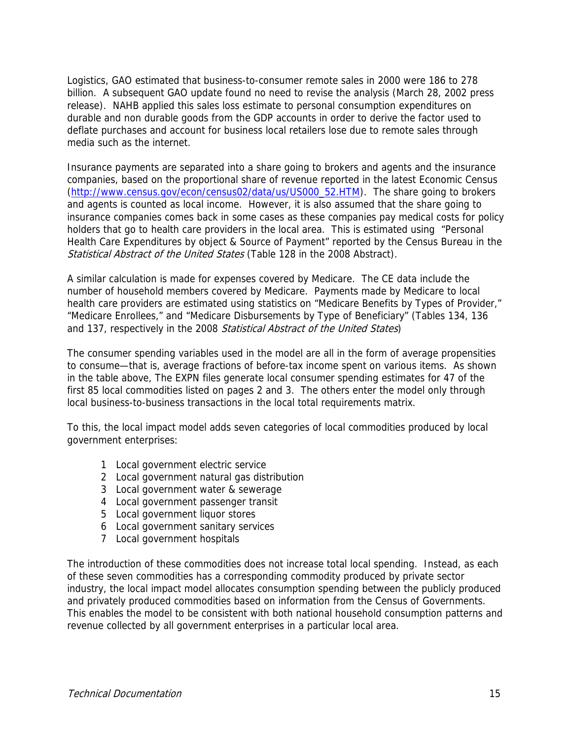Logistics, GAO estimated that business-to-consumer remote sales in 2000 were 186 to 278 billion. A subsequent GAO update found no need to revise the analysis (March 28, 2002 press release). NAHB applied this sales loss estimate to personal consumption expenditures on durable and non durable goods from the GDP accounts in order to derive the factor used to deflate purchases and account for business local retailers lose due to remote sales through media such as the internet.

Insurance payments are separated into a share going to brokers and agents and the insurance companies, based on the proportional share of revenue reported in the latest Economic Census (http://www.census.gov/econ/census02/data/us/US000_52.HTM). The share going to brokers and agents is counted as local income. However, it is also assumed that the share going to insurance companies comes back in some cases as these companies pay medical costs for policy holders that go to health care providers in the local area. This is estimated using "Personal Health Care Expenditures by object & Source of Payment" reported by the Census Bureau in the *Statistical Abstract of the United States* (Table 128 in the 2008 Abstract).

A similar calculation is made for expenses covered by Medicare. The CE data include the number of household members covered by Medicare. Payments made by Medicare to local health care providers are estimated using statistics on "Medicare Benefits by Types of Provider," "Medicare Enrollees," and "Medicare Disbursements by Type of Beneficiary" (Tables 134, 136 and 137, respectively in the 2008 *Statistical Abstract of the United States*)

The consumer spending variables used in the model are all in the form of average propensities to consume—that is, average fractions of before-tax income spent on various items. As shown in the table above, The EXPN files generate local consumer spending estimates for 47 of the first 85 local commodities listed on pages 2 and 3. The others enter the model only through local business-to-business transactions in the local total requirements matrix.

To this, the local impact model adds seven categories of local commodities produced by local government enterprises:

1. Local government electric service
2. Local government natural gas distribution
3. Local government water & sewerage
4. Local government passenger transit
5. Local government liquor stores
6. Local government sanitary services
7. Local government hospitals

The introduction of these commodities does not increase total local spending. Instead, as each of these seven commodities has a corresponding commodity produced by private sector industry, the local impact model allocates consumption spending between the publicly produced and privately produced commodities based on information from the Census of Governments. This enables the model to be consistent with both national household consumption patterns and revenue collected by all government enterprises in a particular local area.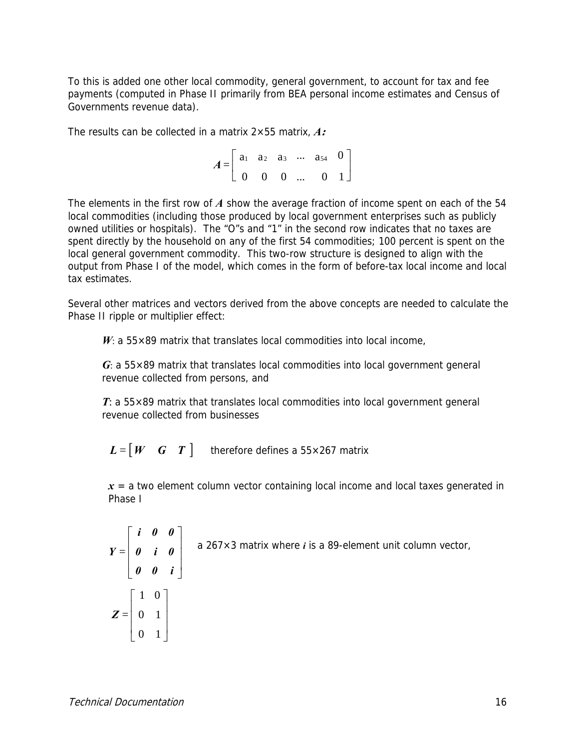To this is added one other local commodity, general government, to account for tax and fee payments (computed in Phase II primarily from BEA personal income estimates and Census of Governments revenue data).

The results can be collected in a matrix 2×55 matrix, $\boldsymbol{A}$**:**

$$\boldsymbol{A} = \begin{bmatrix} a_1 & a_2 & a_3 & \cdots & a_{54} & 0 \\ 0 & 0 & 0 & \ldots & 0 & 1 \end{bmatrix}$$

The elements in the first row of $\boldsymbol{A}$ show the average fraction of income spent on each of the 54 local commodities (including those produced by local government enterprises such as publicly owned utilities or hospitals). The "O"s and "1" in the second row indicates that no taxes are spent directly by the household on any of the first 54 commodities; 100 percent is spent on the local general government commodity. This two-row structure is designed to align with the output from Phase I of the model, which comes in the form of before-tax local income and local tax estimates.

Several other matrices and vectors derived from the above concepts are needed to calculate the Phase II ripple or multiplier effect:

> $\boldsymbol{W}$: a 55×89 matrix that translates local commodities into local income,
>
> $\boldsymbol{G}$: a 55×89 matrix that translates local commodities into local government general revenue collected from persons, and
>
> $\boldsymbol{T}$: a 55×89 matrix that translates local commodities into local government general revenue collected from businesses
>
> $\boldsymbol{L} = [\boldsymbol{W} \quad \boldsymbol{G} \quad \boldsymbol{T}]$ therefore defines a 55×267 matrix
>
> $\boldsymbol{x}$ = a two element column vector containing local income and local taxes generated in Phase I
>
> $$\boldsymbol{Y} = \begin{bmatrix} \boldsymbol{i} & \boldsymbol{0} & \boldsymbol{0} \\ \boldsymbol{0} & \boldsymbol{i} & \boldsymbol{0} \\ \boldsymbol{0} & \boldsymbol{0} & \boldsymbol{i} \end{bmatrix}$$ a 267×3 matrix where $\boldsymbol{i}$ is a 89-element unit column vector,
>
> $$\boldsymbol{Z} = \begin{bmatrix} 1 & 0 \\ 0 & 1 \\ 0 & 1 \end{bmatrix}$$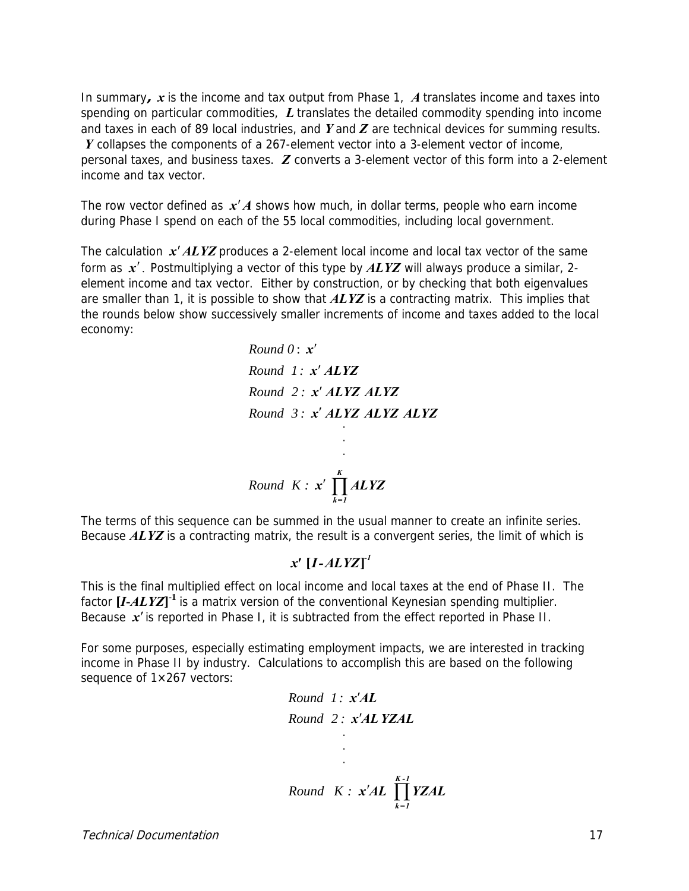In summary, $\boldsymbol{x}$ is the income and tax output from Phase 1, $\boldsymbol{A}$ translates income and taxes into spending on particular commodities, $\boldsymbol{L}$ translates the detailed commodity spending into income and taxes in each of 89 local industries, and $\boldsymbol{Y}$ and $\boldsymbol{Z}$ are technical devices for summing results. $\boldsymbol{Y}$ collapses the components of a 267-element vector into a 3-element vector of income, personal taxes, and business taxes. $\boldsymbol{Z}$ converts a 3-element vector of this form into a 2-element income and tax vector.

The row vector defined as $\boldsymbol{x'A}$ shows how much, in dollar terms, people who earn income during Phase I spend on each of the 55 local commodities, including local government.

The calculation $\boldsymbol{x'ALYZ}$ produces a 2-element local income and local tax vector of the same form as $\boldsymbol{x'}$. Postmultiplying a vector of this type by $\boldsymbol{ALYZ}$ will always produce a similar, 2-element income and tax vector. Either by construction, or by checking that both eigenvalues are smaller than 1, it is possible to show that $\boldsymbol{ALYZ}$ is a contracting matrix. This implies that the rounds below show successively smaller increments of income and taxes added to the local economy:

$$
\begin{aligned}
&\textit{Round } 0: \ \boldsymbol{x'} \\
&\textit{Round } 1: \ \boldsymbol{x'}\,\boldsymbol{ALYZ} \\
&\textit{Round } 2: \ \boldsymbol{x'}\,\boldsymbol{ALYZ}\ \boldsymbol{ALYZ} \\
&\textit{Round } 3: \ \boldsymbol{x'}\,\boldsymbol{ALYZ}\ \boldsymbol{ALYZ}\ \boldsymbol{ALYZ} \\
&\qquad \vdots \\
&\textit{Round } K: \ \boldsymbol{x'} \prod_{k=1}^{K} \boldsymbol{ALYZ}
\end{aligned}
$$

The terms of this sequence can be summed in the usual manner to create an infinite series. Because $\boldsymbol{ALYZ}$ is a contracting matrix, the result is a convergent series, the limit of which is

$$\boldsymbol{x'}\ [\boldsymbol{I}-\boldsymbol{ALYZ}]^{-1}$$

This is the final multiplied effect on local income and local taxes at the end of Phase II. The factor $[\boldsymbol{I}-\boldsymbol{ALYZ}]^{-1}$ is a matrix version of the conventional Keynesian spending multiplier. Because $\boldsymbol{x'}$ is reported in Phase I, it is subtracted from the effect reported in Phase II.

For some purposes, especially estimating employment impacts, we are interested in tracking income in Phase II by industry. Calculations to accomplish this are based on the following sequence of 1×267 vectors:

$$
\begin{aligned}
&\textit{Round } 1: \ \boldsymbol{x'AL} \\
&\textit{Round } 2: \ \boldsymbol{x'AL}\,\boldsymbol{YZAL} \\
&\qquad \vdots \\
&\textit{Round } K: \ \boldsymbol{x'AL} \prod_{k=1}^{K-1} \boldsymbol{YZAL}
\end{aligned}
$$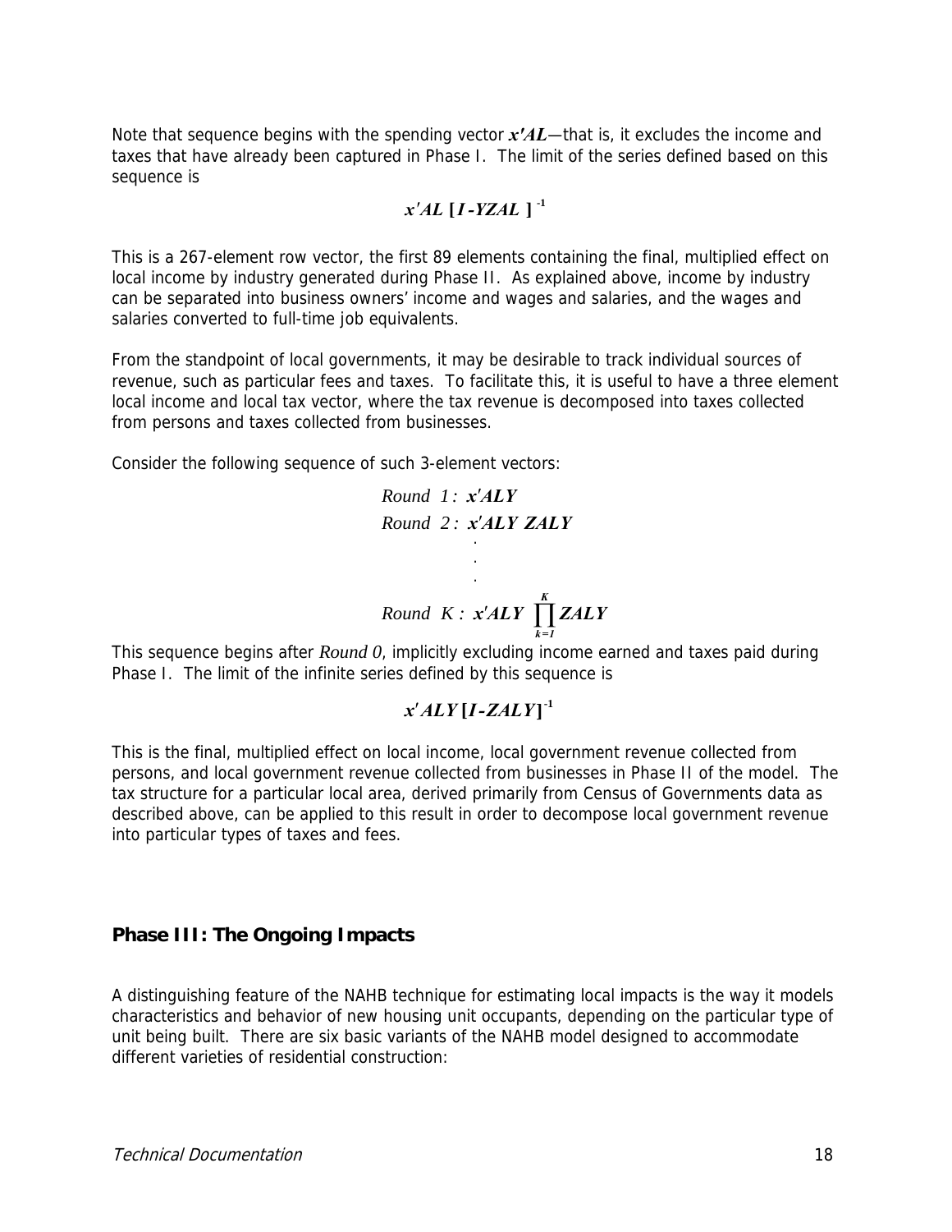Note that sequence begins with the spending vector $\boldsymbol{x'AL}$—that is, it excludes the income and taxes that have already been captured in Phase I. The limit of the series defined based on this sequence is

$$\boldsymbol{x'AL\,[I\text{-}YZAL\,]^{-1}}$$

This is a 267-element row vector, the first 89 elements containing the final, multiplied effect on local income by industry generated during Phase II. As explained above, income by industry can be separated into business owners' income and wages and salaries, and the wages and salaries converted to full-time job equivalents.

From the standpoint of local governments, it may be desirable to track individual sources of revenue, such as particular fees and taxes. To facilitate this, it is useful to have a three element local income and local tax vector, where the tax revenue is decomposed into taxes collected from persons and taxes collected from businesses.

Consider the following sequence of such 3-element vectors:

$$\begin{aligned}
&Round\ \ 1:\ \boldsymbol{x'ALY}\\
&Round\ \ 2:\ \boldsymbol{x'ALY\ ZALY}\\
&\qquad\quad\vdots\\
&Round\ \ K:\ \boldsymbol{x'ALY}\ \prod_{k=1}^{K}\boldsymbol{ZALY}
\end{aligned}$$

This sequence begins after *Round 0*, implicitly excluding income earned and taxes paid during Phase I. The limit of the infinite series defined by this sequence is

$$\boldsymbol{x'ALY\,[I\text{-}ZALY]^{-1}}$$

This is the final, multiplied effect on local income, local government revenue collected from persons, and local government revenue collected from businesses in Phase II of the model. The tax structure for a particular local area, derived primarily from Census of Governments data as described above, can be applied to this result in order to decompose local government revenue into particular types of taxes and fees.

## Phase III: The Ongoing Impacts

A distinguishing feature of the NAHB technique for estimating local impacts is the way it models characteristics and behavior of new housing unit occupants, depending on the particular type of unit being built. There are six basic variants of the NAHB model designed to accommodate different varieties of residential construction: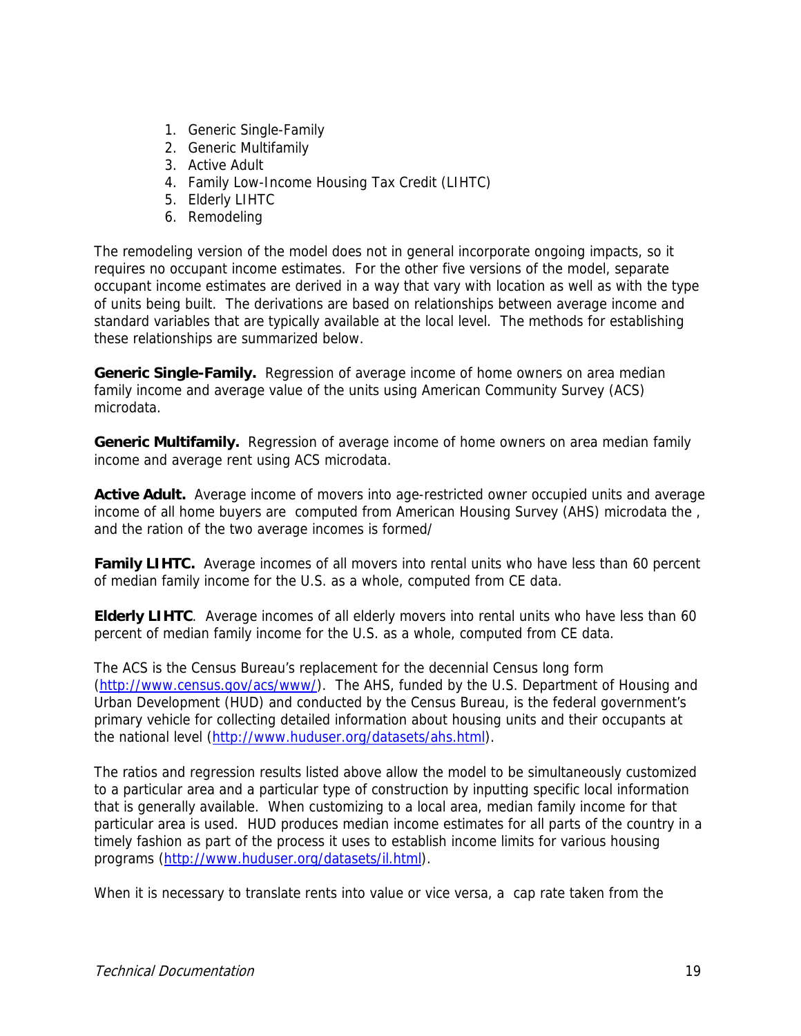1. Generic Single-Family
2. Generic Multifamily
3. Active Adult
4. Family Low-Income Housing Tax Credit (LIHTC)
5. Elderly LIHTC
6. Remodeling

The remodeling version of the model does not in general incorporate ongoing impacts, so it requires no occupant income estimates. For the other five versions of the model, separate occupant income estimates are derived in a way that vary with location as well as with the type of units being built. The derivations are based on relationships between average income and standard variables that are typically available at the local level. The methods for establishing these relationships are summarized below.

**Generic Single-Family.** Regression of average income of home owners on area median family income and average value of the units using American Community Survey (ACS) microdata.

**Generic Multifamily.** Regression of average income of home owners on area median family income and average rent using ACS microdata.

**Active Adult.** Average income of movers into age-restricted owner occupied units and average income of all home buyers are computed from American Housing Survey (AHS) microdata the , and the ration of the two average incomes is formed/

**Family LIHTC.** Average incomes of all movers into rental units who have less than 60 percent of median family income for the U.S. as a whole, computed from CE data.

**Elderly LIHTC**. Average incomes of all elderly movers into rental units who have less than 60 percent of median family income for the U.S. as a whole, computed from CE data.

The ACS is the Census Bureau's replacement for the decennial Census long form (http://www.census.gov/acs/www/). The AHS, funded by the U.S. Department of Housing and Urban Development (HUD) and conducted by the Census Bureau, is the federal government's primary vehicle for collecting detailed information about housing units and their occupants at the national level (http://www.huduser.org/datasets/ahs.html).

The ratios and regression results listed above allow the model to be simultaneously customized to a particular area and a particular type of construction by inputting specific local information that is generally available. When customizing to a local area, median family income for that particular area is used. HUD produces median income estimates for all parts of the country in a timely fashion as part of the process it uses to establish income limits for various housing programs (http://www.huduser.org/datasets/il.html).

When it is necessary to translate rents into value or vice versa, a cap rate taken from the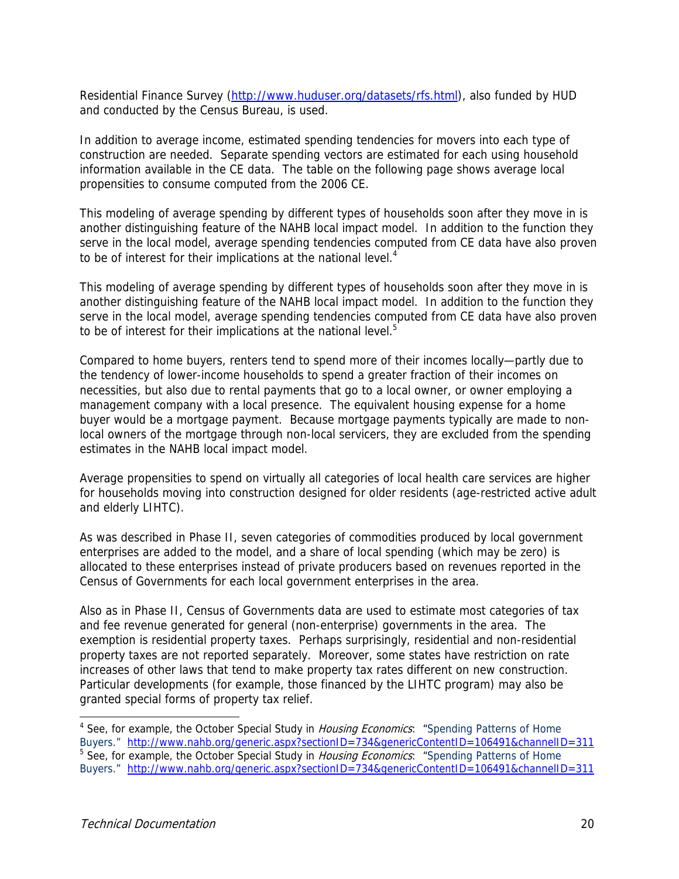Residential Finance Survey (http://www.huduser.org/datasets/rfs.html), also funded by HUD and conducted by the Census Bureau, is used.

In addition to average income, estimated spending tendencies for movers into each type of construction are needed. Separate spending vectors are estimated for each using household information available in the CE data. The table on the following page shows average local propensities to consume computed from the 2006 CE.

This modeling of average spending by different types of households soon after they move in is another distinguishing feature of the NAHB local impact model. In addition to the function they serve in the local model, average spending tendencies computed from CE data have also proven to be of interest for their implications at the national level.[4]

This modeling of average spending by different types of households soon after they move in is another distinguishing feature of the NAHB local impact model. In addition to the function they serve in the local model, average spending tendencies computed from CE data have also proven to be of interest for their implications at the national level.[5]

Compared to home buyers, renters tend to spend more of their incomes locally—partly due to the tendency of lower-income households to spend a greater fraction of their incomes on necessities, but also due to rental payments that go to a local owner, or owner employing a management company with a local presence. The equivalent housing expense for a home buyer would be a mortgage payment. Because mortgage payments typically are made to non-local owners of the mortgage through non-local servicers, they are excluded from the spending estimates in the NAHB local impact model.

Average propensities to spend on virtually all categories of local health care services are higher for households moving into construction designed for older residents (age-restricted active adult and elderly LIHTC).

As was described in Phase II, seven categories of commodities produced by local government enterprises are added to the model, and a share of local spending (which may be zero) is allocated to these enterprises instead of private producers based on revenues reported in the Census of Governments for each local government enterprises in the area.

Also as in Phase II, Census of Governments data are used to estimate most categories of tax and fee revenue generated for general (non-enterprise) governments in the area. The exemption is residential property taxes. Perhaps surprisingly, residential and non-residential property taxes are not reported separately. Moreover, some states have restriction on rate increases of other laws that tend to make property tax rates different on new construction. Particular developments (for example, those financed by the LIHTC program) may also be granted special forms of property tax relief.

---

[4] See, for example, the October Special Study in *Housing Economics*: "Spending Patterns of Home Buyers." http://www.nahb.org/generic.aspx?sectionID=734&genericContentID=106491&channelID=311

[5] See, for example, the October Special Study in *Housing Economics*: "Spending Patterns of Home Buyers." http://www.nahb.org/generic.aspx?sectionID=734&genericContentID=106491&channelID=311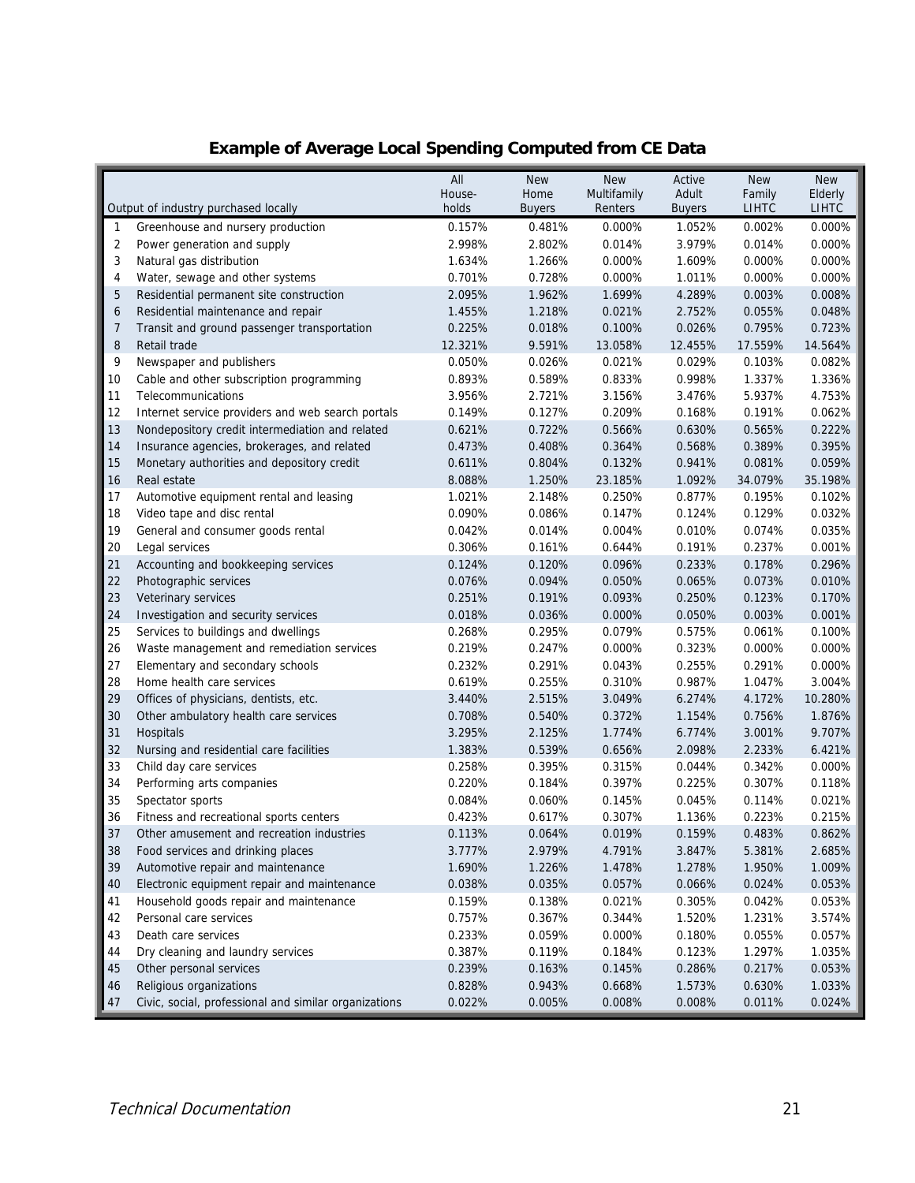## Example of Average Local Spending Computed from CE Data

| | Output of industry purchased locally | All House-holds | New Home Buyers | New Multifamily Renters | Active Adult Buyers | New Family LIHTC | New Elderly LIHTC |
|---|---|---|---|---|---|---|---|
| 1 | Greenhouse and nursery production | 0.157% | 0.481% | 0.000% | 1.052% | 0.002% | 0.000% |
| 2 | Power generation and supply | 2.998% | 2.802% | 0.014% | 3.979% | 0.014% | 0.000% |
| 3 | Natural gas distribution | 1.634% | 1.266% | 0.000% | 1.609% | 0.000% | 0.000% |
| 4 | Water, sewage and other systems | 0.701% | 0.728% | 0.000% | 1.011% | 0.000% | 0.000% |
| 5 | Residential permanent site construction | 2.095% | 1.962% | 1.699% | 4.289% | 0.003% | 0.008% |
| 6 | Residential maintenance and repair | 1.455% | 1.218% | 0.021% | 2.752% | 0.055% | 0.048% |
| 7 | Transit and ground passenger transportation | 0.225% | 0.018% | 0.100% | 0.026% | 0.795% | 0.723% |
| 8 | Retail trade | 12.321% | 9.591% | 13.058% | 12.455% | 17.559% | 14.564% |
| 9 | Newspaper and publishers | 0.050% | 0.026% | 0.021% | 0.029% | 0.103% | 0.082% |
| 10 | Cable and other subscription programming | 0.893% | 0.589% | 0.833% | 0.998% | 1.337% | 1.336% |
| 11 | Telecommunications | 3.956% | 2.721% | 3.156% | 3.476% | 5.937% | 4.753% |
| 12 | Internet service providers and web search portals | 0.149% | 0.127% | 0.209% | 0.168% | 0.191% | 0.062% |
| 13 | Nondepository credit intermediation and related | 0.621% | 0.722% | 0.566% | 0.630% | 0.565% | 0.222% |
| 14 | Insurance agencies, brokerages, and related | 0.473% | 0.408% | 0.364% | 0.568% | 0.389% | 0.395% |
| 15 | Monetary authorities and depository credit | 0.611% | 0.804% | 0.132% | 0.941% | 0.081% | 0.059% |
| 16 | Real estate | 8.088% | 1.250% | 23.185% | 1.092% | 34.079% | 35.198% |
| 17 | Automotive equipment rental and leasing | 1.021% | 2.148% | 0.250% | 0.877% | 0.195% | 0.102% |
| 18 | Video tape and disc rental | 0.090% | 0.086% | 0.147% | 0.124% | 0.129% | 0.032% |
| 19 | General and consumer goods rental | 0.042% | 0.014% | 0.004% | 0.010% | 0.074% | 0.035% |
| 20 | Legal services | 0.306% | 0.161% | 0.644% | 0.191% | 0.237% | 0.001% |
| 21 | Accounting and bookkeeping services | 0.124% | 0.120% | 0.096% | 0.233% | 0.178% | 0.296% |
| 22 | Photographic services | 0.076% | 0.094% | 0.050% | 0.065% | 0.073% | 0.010% |
| 23 | Veterinary services | 0.251% | 0.191% | 0.093% | 0.250% | 0.123% | 0.170% |
| 24 | Investigation and security services | 0.018% | 0.036% | 0.000% | 0.050% | 0.003% | 0.001% |
| 25 | Services to buildings and dwellings | 0.268% | 0.295% | 0.079% | 0.575% | 0.061% | 0.100% |
| 26 | Waste management and remediation services | 0.219% | 0.247% | 0.000% | 0.323% | 0.000% | 0.000% |
| 27 | Elementary and secondary schools | 0.232% | 0.291% | 0.043% | 0.255% | 0.291% | 0.000% |
| 28 | Home health care services | 0.619% | 0.255% | 0.310% | 0.987% | 1.047% | 3.004% |
| 29 | Offices of physicians, dentists, etc. | 3.440% | 2.515% | 3.049% | 6.274% | 4.172% | 10.280% |
| 30 | Other ambulatory health care services | 0.708% | 0.540% | 0.372% | 1.154% | 0.756% | 1.876% |
| 31 | Hospitals | 3.295% | 2.125% | 1.774% | 6.774% | 3.001% | 9.707% |
| 32 | Nursing and residential care facilities | 1.383% | 0.539% | 0.656% | 2.098% | 2.233% | 6.421% |
| 33 | Child day care services | 0.258% | 0.395% | 0.315% | 0.044% | 0.342% | 0.000% |
| 34 | Performing arts companies | 0.220% | 0.184% | 0.397% | 0.225% | 0.307% | 0.118% |
| 35 | Spectator sports | 0.084% | 0.060% | 0.145% | 0.045% | 0.114% | 0.021% |
| 36 | Fitness and recreational sports centers | 0.423% | 0.617% | 0.307% | 1.136% | 0.223% | 0.215% |
| 37 | Other amusement and recreation industries | 0.113% | 0.064% | 0.019% | 0.159% | 0.483% | 0.862% |
| 38 | Food services and drinking places | 3.777% | 2.979% | 4.791% | 3.847% | 5.381% | 2.685% |
| 39 | Automotive repair and maintenance | 1.690% | 1.226% | 1.478% | 1.278% | 1.950% | 1.009% |
| 40 | Electronic equipment repair and maintenance | 0.038% | 0.035% | 0.057% | 0.066% | 0.024% | 0.053% |
| 41 | Household goods repair and maintenance | 0.159% | 0.138% | 0.021% | 0.305% | 0.042% | 0.053% |
| 42 | Personal care services | 0.757% | 0.367% | 0.344% | 1.520% | 1.231% | 3.574% |
| 43 | Death care services | 0.233% | 0.059% | 0.000% | 0.180% | 0.055% | 0.057% |
| 44 | Dry cleaning and laundry services | 0.387% | 0.119% | 0.184% | 0.123% | 1.297% | 1.035% |
| 45 | Other personal services | 0.239% | 0.163% | 0.145% | 0.286% | 0.217% | 0.053% |
| 46 | Religious organizations | 0.828% | 0.943% | 0.668% | 1.573% | 0.630% | 1.033% |
| 47 | Civic, social, professional and similar organizations | 0.022% | 0.005% | 0.008% | 0.008% | 0.011% | 0.024% |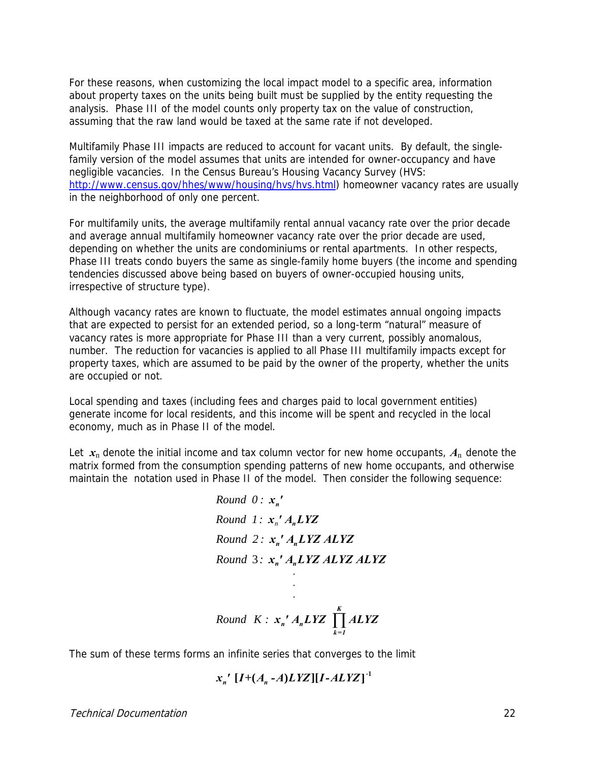For these reasons, when customizing the local impact model to a specific area, information about property taxes on the units being built must be supplied by the entity requesting the analysis. Phase III of the model counts only property tax on the value of construction, assuming that the raw land would be taxed at the same rate if not developed.

Multifamily Phase III impacts are reduced to account for vacant units. By default, the single-family version of the model assumes that units are intended for owner-occupancy and have negligible vacancies. In the Census Bureau's Housing Vacancy Survey (HVS: http://www.census.gov/hhes/www/housing/hvs/hvs.html) homeowner vacancy rates are usually in the neighborhood of only one percent.

For multifamily units, the average multifamily rental annual vacancy rate over the prior decade and average annual multifamily homeowner vacancy rate over the prior decade are used, depending on whether the units are condominiums or rental apartments. In other respects, Phase III treats condo buyers the same as single-family home buyers (the income and spending tendencies discussed above being based on buyers of owner-occupied housing units, irrespective of structure type).

Although vacancy rates are known to fluctuate, the model estimates annual ongoing impacts that are expected to persist for an extended period, so a long-term "natural" measure of vacancy rates is more appropriate for Phase III than a very current, possibly anomalous, number. The reduction for vacancies is applied to all Phase III multifamily impacts except for property taxes, which are assumed to be paid by the owner of the property, whether the units are occupied or not.

Local spending and taxes (including fees and charges paid to local government entities) generate income for local residents, and this income will be spent and recycled in the local economy, much as in Phase II of the model.

Let $\boldsymbol{x}_n$ denote the initial income and tax column vector for new home occupants, $\boldsymbol{A}_n$ denote the matrix formed from the consumption spending patterns of new home occupants, and otherwise maintain the notation used in Phase II of the model. Then consider the following sequence:

$$
\begin{aligned}
&Round\ 0:\ \boldsymbol{x}_n' \\
&Round\ 1:\ \boldsymbol{x}_n'\,\boldsymbol{A}_n\boldsymbol{LYZ} \\
&Round\ 2:\ \boldsymbol{x}_n'\,\boldsymbol{A}_n\boldsymbol{LYZ}\ \boldsymbol{ALYZ} \\
&Round\ 3:\ \boldsymbol{x}_n'\,\boldsymbol{A}_n\boldsymbol{LYZ}\ \boldsymbol{ALYZ}\ \boldsymbol{ALYZ} \\
&\qquad\vdots \\
&Round\ K:\ \boldsymbol{x}_n'\,\boldsymbol{A}_n\boldsymbol{LYZ}\ \prod_{k=1}^{K}\boldsymbol{ALYZ}
\end{aligned}
$$

The sum of these terms forms an infinite series that converges to the limit

$$
\boldsymbol{x}_n'\ [\boldsymbol{I}+(\boldsymbol{A}_n-\boldsymbol{A})\boldsymbol{LYZ}][\boldsymbol{I}-\boldsymbol{ALYZ}]^{-1}
$$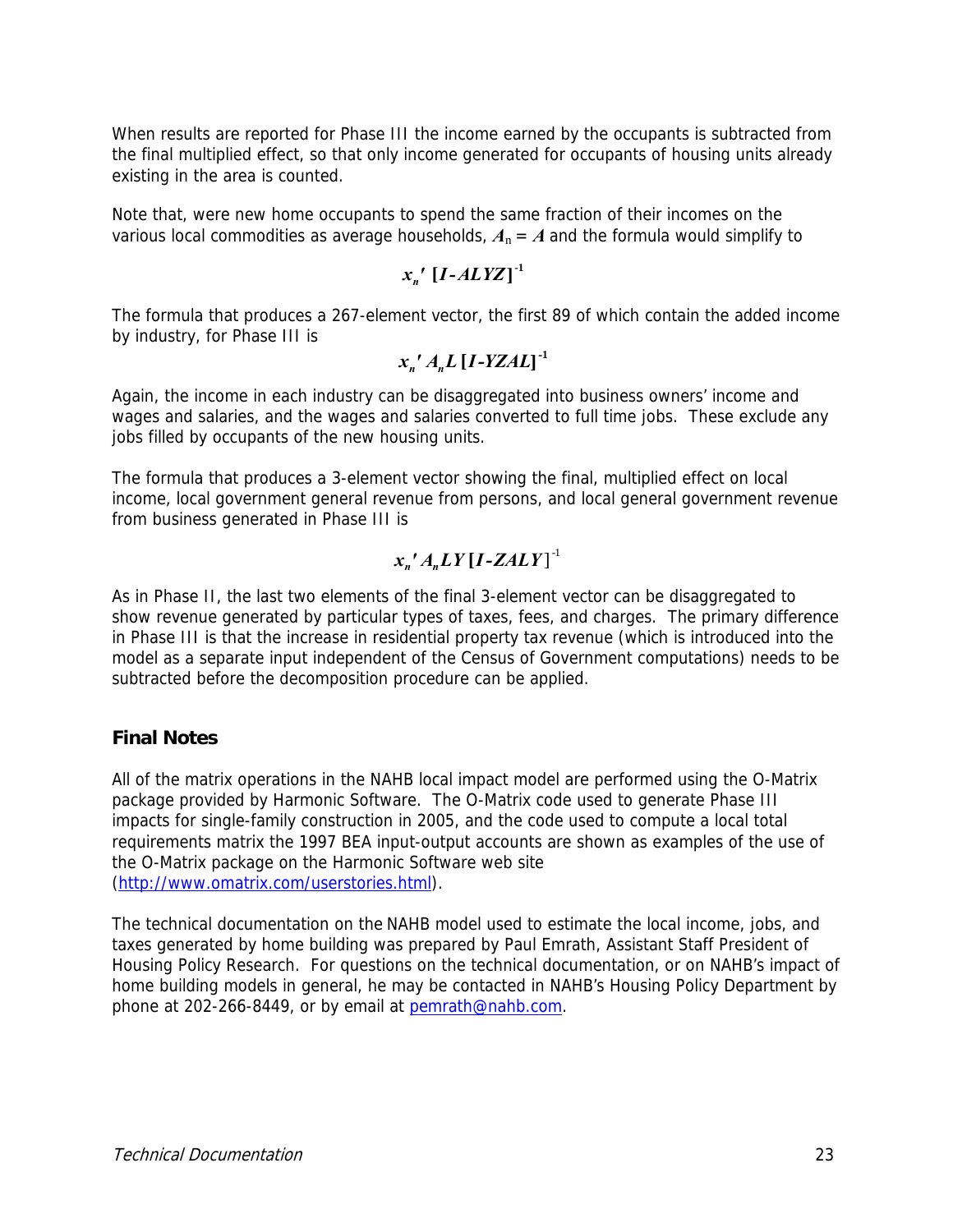When results are reported for Phase III the income earned by the occupants is subtracted from the final multiplied effect, so that only income generated for occupants of housing units already existing in the area is counted.

Note that, were new home occupants to spend the same fraction of their incomes on the various local commodities as average households, $\boldsymbol{A}_n = \boldsymbol{A}$ and the formula would simplify to

$$\boldsymbol{x}_n' \, [\boldsymbol{I}\text{-}\boldsymbol{ALYZ}]^{-1}$$

The formula that produces a 267-element vector, the first 89 of which contain the added income by industry, for Phase III is

$$\boldsymbol{x}_n' \, \boldsymbol{A}_n \boldsymbol{L} \, [\boldsymbol{I}\text{-}\boldsymbol{YZAL}]^{-1}$$

Again, the income in each industry can be disaggregated into business owners' income and wages and salaries, and the wages and salaries converted to full time jobs. These exclude any jobs filled by occupants of the new housing units.

The formula that produces a 3-element vector showing the final, multiplied effect on local income, local government general revenue from persons, and local general government revenue from business generated in Phase III is

$$\boldsymbol{x}_n' \, \boldsymbol{A}_n \boldsymbol{LY} \, [\boldsymbol{I}\text{-}\boldsymbol{ZALY}]^{-1}$$

As in Phase II, the last two elements of the final 3-element vector can be disaggregated to show revenue generated by particular types of taxes, fees, and charges. The primary difference in Phase III is that the increase in residential property tax revenue (which is introduced into the model as a separate input independent of the Census of Government computations) needs to be subtracted before the decomposition procedure can be applied.

## Final Notes

All of the matrix operations in the NAHB local impact model are performed using the O-Matrix package provided by Harmonic Software. The O-Matrix code used to generate Phase III impacts for single-family construction in 2005, and the code used to compute a local total requirements matrix the 1997 BEA input-output accounts are shown as examples of the use of the O-Matrix package on the Harmonic Software web site (http://www.omatrix.com/userstories.html).

The technical documentation on the NAHB model used to estimate the local income, jobs, and taxes generated by home building was prepared by Paul Emrath, Assistant Staff President of Housing Policy Research. For questions on the technical documentation, or on NAHB's impact of home building models in general, he may be contacted in NAHB's Housing Policy Department by phone at 202-266-8449, or by email at pemrath@nahb.com.